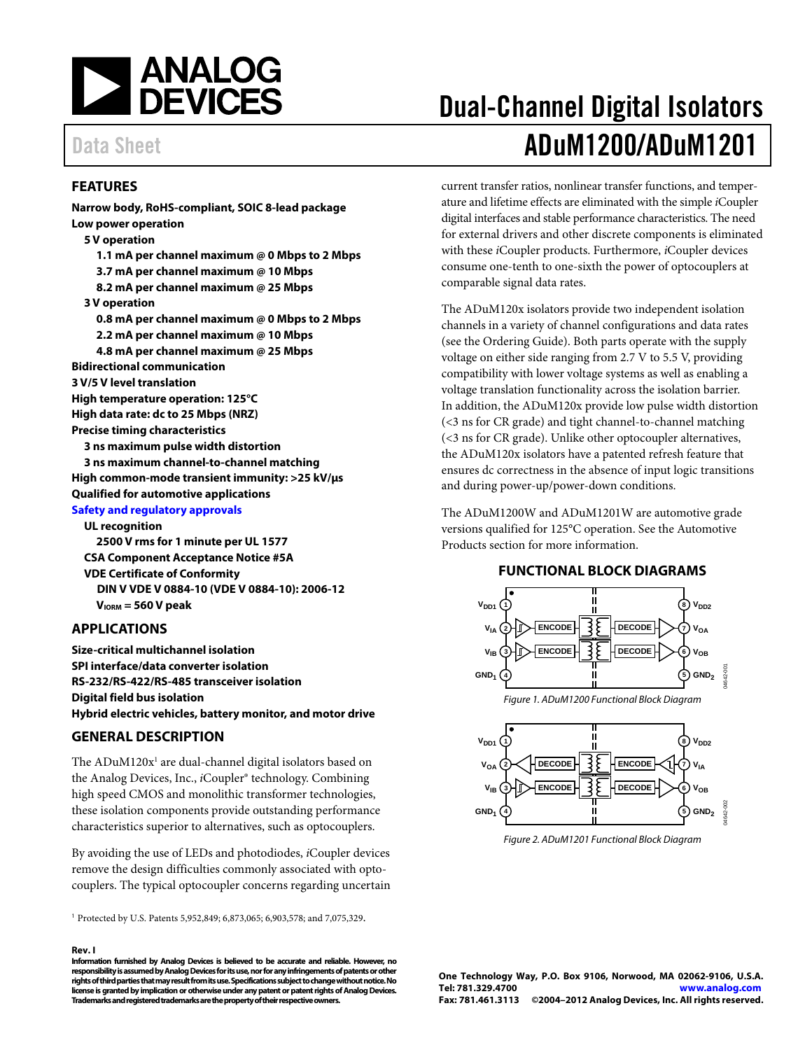# Dual-Channel Digital Isolators

## ADuM1200/ADuM1201

Data Sheet

## FEATURES

**Narrow body, RoHS-compliant, SOIC 8-lead package**
**Low power operation**
- **5 V operation**
  - **1.1 mA per channel maximum @ 0 Mbps to 2 Mbps**
  - **3.7 mA per channel maximum @ 10 Mbps**
  - **8.2 mA per channel maximum @ 25 Mbps**
- **3 V operation**
  - **0.8 mA per channel maximum @ 0 Mbps to 2 Mbps**
  - **2.2 mA per channel maximum @ 10 Mbps**
  - **4.8 mA per channel maximum @ 25 Mbps**

**Bidirectional communication**
**3 V/5 V level translation**
**High temperature operation: 125°C**
**High data rate: dc to 25 Mbps (NRZ)**
**Precise timing characteristics**
- **3 ns maximum pulse width distortion**
- **3 ns maximum channel-to-channel matching**

**High common-mode transient immunity: >25 kV/μs**
**Qualified for automotive applications**
**Safety and regulatory approvals**
- **UL recognition**
  - **2500 V rms for 1 minute per UL 1577**
- **CSA Component Acceptance Notice #5A**
- **VDE Certificate of Conformity**
  - **DIN V VDE V 0884-10 (VDE V 0884-10): 2006-12**
  - **$V_{IORM}$ = 560 V peak**

## APPLICATIONS

**Size-critical multichannel isolation**
**SPI interface/data converter isolation**
**RS-232/RS-422/RS-485 transceiver isolation**
**Digital field bus isolation**
**Hybrid electric vehicles, battery monitor, and motor drive**

## GENERAL DESCRIPTION

The ADuM120x[1] are dual-channel digital isolators based on the Analog Devices, Inc., *i*Coupler® technology. Combining high speed CMOS and monolithic transformer technologies, these isolation components provide outstanding performance characteristics superior to alternatives, such as optocouplers.

By avoiding the use of LEDs and photodiodes, *i*Coupler devices remove the design difficulties commonly associated with optocouplers. The typical optocoupler concerns regarding uncertain current transfer ratios, nonlinear transfer functions, and temperature and lifetime effects are eliminated with the simple *i*Coupler digital interfaces and stable performance characteristics. The need for external drivers and other discrete components is eliminated with these *i*Coupler products. Furthermore, *i*Coupler devices consume one-tenth to one-sixth the power of optocouplers at comparable signal data rates.

The ADuM120x isolators provide two independent isolation channels in a variety of channel configurations and data rates (see the Ordering Guide). Both parts operate with the supply voltage on either side ranging from 2.7 V to 5.5 V, providing compatibility with lower voltage systems as well as enabling a voltage translation functionality across the isolation barrier. In addition, the ADuM120x provide low pulse width distortion (<3 ns for CR grade) and tight channel-to-channel matching (<3 ns for CR grade). Unlike other optocoupler alternatives, the ADuM120x isolators have a patented refresh feature that ensures dc correctness in the absence of input logic transitions and during power-up/power-down conditions.

The ADuM1200W and ADuM1201W are automotive grade versions qualified for 125°C operation. See the Automotive Products section for more information.

## FUNCTIONAL BLOCK DIAGRAMS

*Figure 1. ADuM1200 Functional Block Diagram*

*Figure 2. ADuM1201 Functional Block Diagram*

[1] Protected by U.S. Patents 5,952,849; 6,873,065; 6,903,578; and 7,075,329.

**Rev. I**
**Information furnished by Analog Devices is believed to be accurate and reliable. However, no responsibility is assumed by Analog Devices for its use, nor for any infringements of patents or other rights of third parties that may result from its use. Specifications subject to change without notice. No license is granted by implication or otherwise under any patent or patent rights of Analog Devices. Trademarks and registered trademarks are the property of their respective owners.**

**One Technology Way, P.O. Box 9106, Norwood, MA 02062-9106, U.S.A.**
**Tel: 781.329.4700 www.analog.com**
**Fax: 781.461.3113 ©2004–2012 Analog Devices, Inc. All rights reserved.**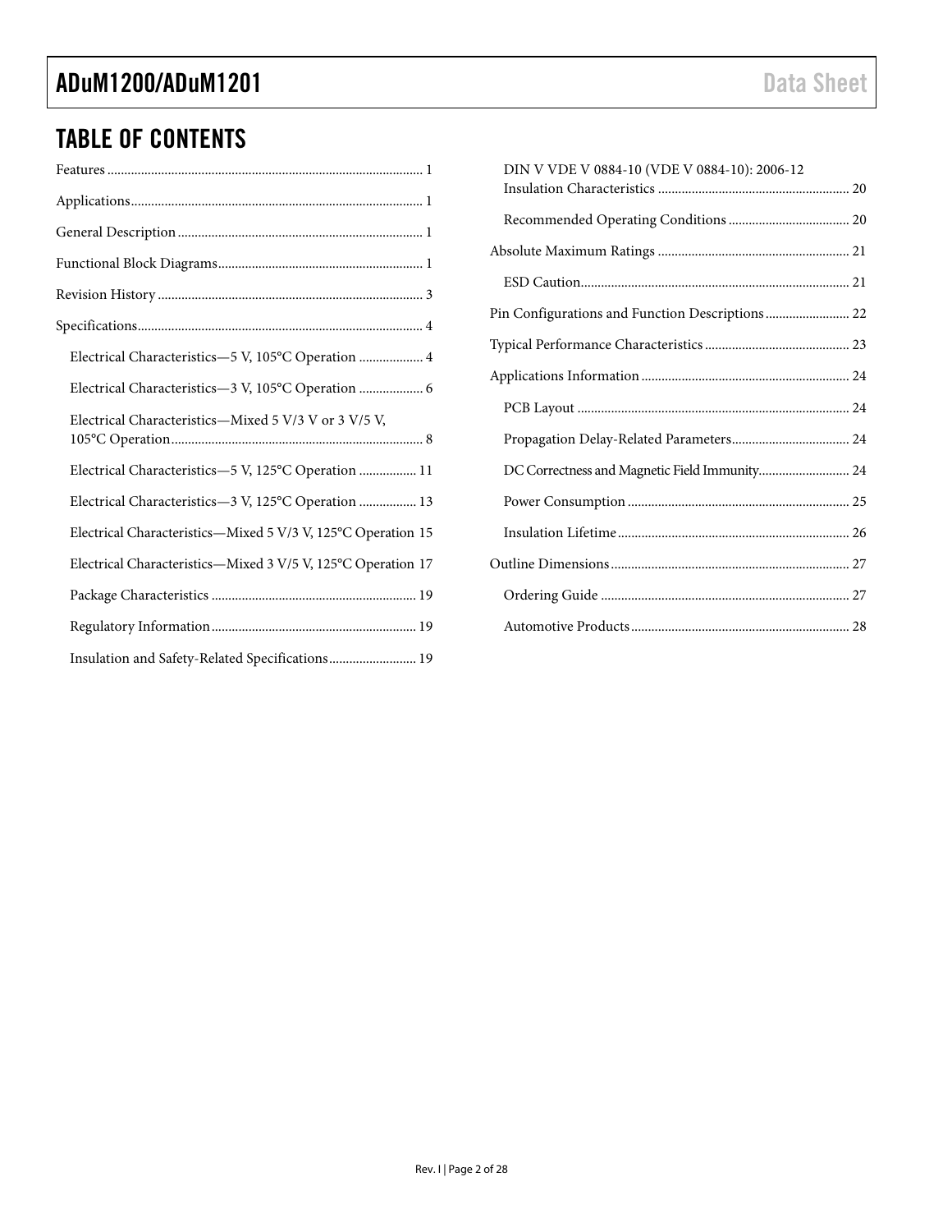## TABLE OF CONTENTS

Features ... 1
Applications ... 1
General Description ... 1
Functional Block Diagrams ... 1
Revision History ... 3
Specifications ... 4
- Electrical Characteristics—5 V, 105°C Operation ... 4
- Electrical Characteristics—3 V, 105°C Operation ... 6
- Electrical Characteristics—Mixed 5 V/3 V or 3 V/5 V, 105°C Operation ... 8
- Electrical Characteristics—5 V, 125°C Operation ... 11
- Electrical Characteristics—3 V, 125°C Operation ... 13
- Electrical Characteristics—Mixed 5 V/3 V, 125°C Operation 15
- Electrical Characteristics—Mixed 3 V/5 V, 125°C Operation 17
- Package Characteristics ... 19
- Regulatory Information ... 19
- Insulation and Safety-Related Specifications ... 19
- DIN V VDE V 0884-10 (VDE V 0884-10): 2006-12 Insulation Characteristics ... 20
- Recommended Operating Conditions ... 20

Absolute Maximum Ratings ... 21
- ESD Caution ... 21

Pin Configurations and Function Descriptions ... 22
Typical Performance Characteristics ... 23
Applications Information ... 24
- PCB Layout ... 24
- Propagation Delay-Related Parameters ... 24
- DC Correctness and Magnetic Field Immunity ... 24
- Power Consumption ... 25
- Insulation Lifetime ... 26

Outline Dimensions ... 27
- Ordering Guide ... 27
- Automotive Products ... 28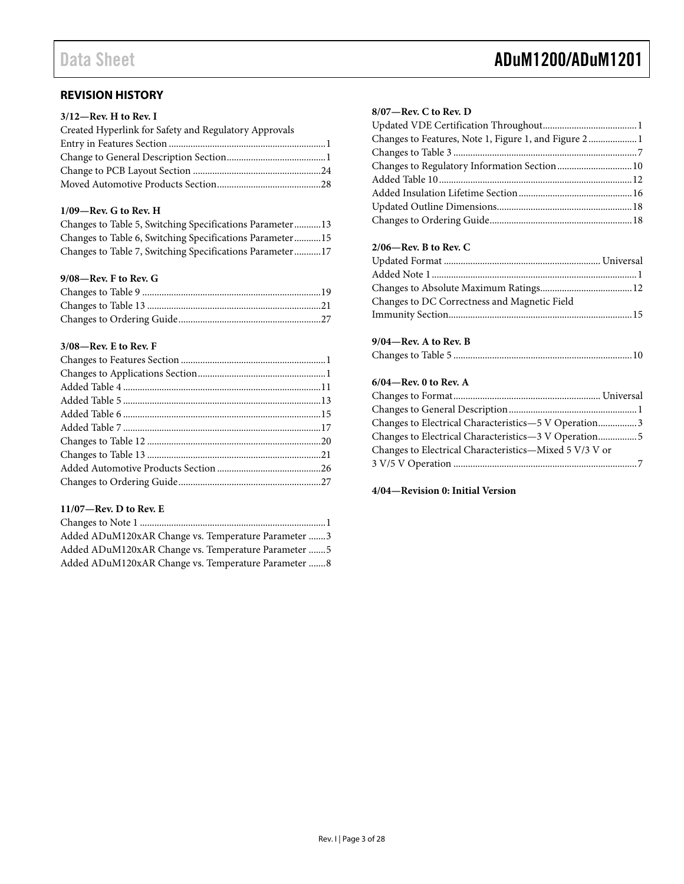## REVISION HISTORY

**3/12—Rev. H to Rev. I**

Created Hyperlink for Safety and Regulatory Approvals Entry in Features Section ....... 1
Change to General Description Section ....... 1
Change to PCB Layout Section ....... 24
Moved Automotive Products Section ....... 28

**1/09—Rev. G to Rev. H**

Changes to Table 5, Switching Specifications Parameter ....... 13
Changes to Table 6, Switching Specifications Parameter ....... 15
Changes to Table 7, Switching Specifications Parameter ....... 17

**9/08—Rev. F to Rev. G**

Changes to Table 9 ....... 19
Changes to Table 13 ....... 21
Changes to Ordering Guide ....... 27

**3/08—Rev. E to Rev. F**

Changes to Features Section ....... 1
Changes to Applications Section ....... 1
Added Table 4 ....... 11
Added Table 5 ....... 13
Added Table 6 ....... 15
Added Table 7 ....... 17
Changes to Table 12 ....... 20
Changes to Table 13 ....... 21
Added Automotive Products Section ....... 26
Changes to Ordering Guide ....... 27

**11/07—Rev. D to Rev. E**

Changes to Note 1 ....... 1
Added ADuM120xAR Change vs. Temperature Parameter ....... 3
Added ADuM120xAR Change vs. Temperature Parameter ....... 5
Added ADuM120xAR Change vs. Temperature Parameter ....... 8

**8/07—Rev. C to Rev. D**

Updated VDE Certification Throughout ....... 1
Changes to Features, Note 1, Figure 1, and Figure 2 ....... 1
Changes to Table 3 ....... 7
Changes to Regulatory Information Section ....... 10
Added Table 10 ....... 12
Added Insulation Lifetime Section ....... 16
Updated Outline Dimensions ....... 18
Changes to Ordering Guide ....... 18

**2/06—Rev. B to Rev. C**

Updated Format ....... Universal
Added Note 1 ....... 1
Changes to Absolute Maximum Ratings ....... 12
Changes to DC Correctness and Magnetic Field Immunity Section ....... 15

**9/04—Rev. A to Rev. B**

Changes to Table 5 ....... 10

**6/04—Rev. 0 to Rev. A**

Changes to Format ....... Universal
Changes to General Description ....... 1
Changes to Electrical Characteristics—5 V Operation ....... 3
Changes to Electrical Characteristics—3 V Operation ....... 5
Changes to Electrical Characteristics—Mixed 5 V/3 V or 3 V/5 V Operation ....... 7

**4/04—Revision 0: Initial Version**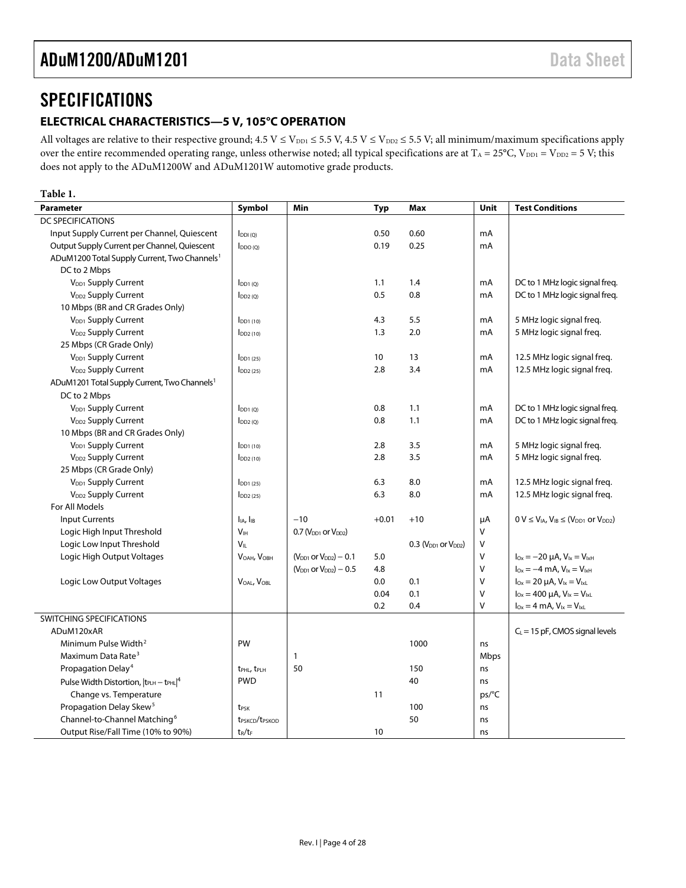# SPECIFICATIONS

## ELECTRICAL CHARACTERISTICS—5 V, 105°C OPERATION

All voltages are relative to their respective ground; 4.5 V ≤ $V_{DD1}$ ≤ 5.5 V, 4.5 V ≤ $V_{DD2}$ ≤ 5.5 V; all minimum/maximum specifications apply over the entire recommended operating range, unless otherwise noted; all typical specifications are at $T_A$ = 25°C, $V_{DD1}$ = $V_{DD2}$ = 5 V; this does not apply to the ADuM1200W and ADuM1201W automotive grade products.

**Table 1.**

| Parameter | Symbol | Min | Typ | Max | Unit | Test Conditions |
|---|---|---|---|---|---|---|
| DC SPECIFICATIONS | | | | | | |
| Input Supply Current per Channel, Quiescent | $I_{DDI (Q)}$ | | 0.50 | 0.60 | mA | |
| Output Supply Current per Channel, Quiescent | $I_{DDO (Q)}$ | | 0.19 | 0.25 | mA | |
| ADuM1200 Total Supply Current, Two Channels[1] | | | | | | |
| DC to 2 Mbps | | | | | | |
| $V_{DD1}$ Supply Current | $I_{DD1 (Q)}$ | | 1.1 | 1.4 | mA | DC to 1 MHz logic signal freq. |
| $V_{DD2}$ Supply Current | $I_{DD2 (Q)}$ | | 0.5 | 0.8 | mA | DC to 1 MHz logic signal freq. |
| 10 Mbps (BR and CR Grades Only) | | | | | | |
| $V_{DD1}$ Supply Current | $I_{DD1 (10)}$ | | 4.3 | 5.5 | mA | 5 MHz logic signal freq. |
| $V_{DD2}$ Supply Current | $I_{DD2 (10)}$ | | 1.3 | 2.0 | mA | 5 MHz logic signal freq. |
| 25 Mbps (CR Grade Only) | | | | | | |
| $V_{DD1}$ Supply Current | $I_{DD1 (25)}$ | | 10 | 13 | mA | 12.5 MHz logic signal freq. |
| $V_{DD2}$ Supply Current | $I_{DD2 (25)}$ | | 2.8 | 3.4 | mA | 12.5 MHz logic signal freq. |
| ADuM1201 Total Supply Current, Two Channels[1] | | | | | | |
| DC to 2 Mbps | | | | | | |
| $V_{DD1}$ Supply Current | $I_{DD1 (Q)}$ | | 0.8 | 1.1 | mA | DC to 1 MHz logic signal freq. |
| $V_{DD2}$ Supply Current | $I_{DD2 (Q)}$ | | 0.8 | 1.1 | mA | DC to 1 MHz logic signal freq. |
| 10 Mbps (BR and CR Grades Only) | | | | | | |
| $V_{DD1}$ Supply Current | $I_{DD1 (10)}$ | | 2.8 | 3.5 | mA | 5 MHz logic signal freq. |
| $V_{DD2}$ Supply Current | $I_{DD2 (10)}$ | | 2.8 | 3.5 | mA | 5 MHz logic signal freq. |
| 25 Mbps (CR Grade Only) | | | | | | |
| $V_{DD1}$ Supply Current | $I_{DD1 (25)}$ | | 6.3 | 8.0 | mA | 12.5 MHz logic signal freq. |
| $V_{DD2}$ Supply Current | $I_{DD2 (25)}$ | | 6.3 | 8.0 | mA | 12.5 MHz logic signal freq. |
| For All Models | | | | | | |
| Input Currents | $I_{IA}$, $I_{IB}$ | −10 | +0.01 | +10 | µA | 0 V ≤ $V_{IA}$, $V_{IB}$ ≤ ($V_{DD1}$ or $V_{DD2}$) |
| Logic High Input Threshold | $V_{IH}$ | 0.7 ($V_{DD1}$ or $V_{DD2}$) | | | V | |
| Logic Low Input Threshold | $V_{IL}$ | | | 0.3 ($V_{DD1}$ or $V_{DD2}$) | V | |
| Logic High Output Voltages | $V_{OAH}$, $V_{OBH}$ | ($V_{DD1}$ or $V_{DD2}$) − 0.1 | 5.0 | | V | $I_{Ox}$ = −20 µA, $V_{Ix}$ = $V_{IxH}$ |
| | | ($V_{DD1}$ or $V_{DD2}$) − 0.5 | 4.8 | | V | $I_{Ox}$ = −4 mA, $V_{Ix}$ = $V_{IxH}$ |
| Logic Low Output Voltages | $V_{OAL}$, $V_{OBL}$ | | 0.0 | 0.1 | V | $I_{Ox}$ = 20 µA, $V_{Ix}$ = $V_{IxL}$ |
| | | | 0.04 | 0.1 | V | $I_{Ox}$ = 400 µA, $V_{Ix}$ = $V_{IxL}$ |
| | | | 0.2 | 0.4 | V | $I_{Ox}$ = 4 mA, $V_{Ix}$ = $V_{IxL}$ |
| SWITCHING SPECIFICATIONS | | | | | | |
| ADuM120xAR | | | | | | $C_L$ = 15 pF, CMOS signal levels |
| Minimum Pulse Width[2] | PW | | | 1000 | ns | |
| Maximum Data Rate[3] | | 1 | | | Mbps | |
| Propagation Delay[4] | $t_{PHL}$, $t_{PLH}$ | 50 | | 150 | ns | |
| Pulse Width Distortion, \|$t_{PLH}$ − $t_{PHL}$\|[4] | PWD | | | 40 | ns | |
| Change vs. Temperature | | | 11 | | ps/°C | |
| Propagation Delay Skew[5] | $t_{PSK}$ | | | 100 | ns | |
| Channel-to-Channel Matching[6] | $t_{PSKCD}$/$t_{PSKOD}$ | | | 50 | ns | |
| Output Rise/Fall Time (10% to 90%) | $t_R$/$t_F$ | | 10 | | ns | |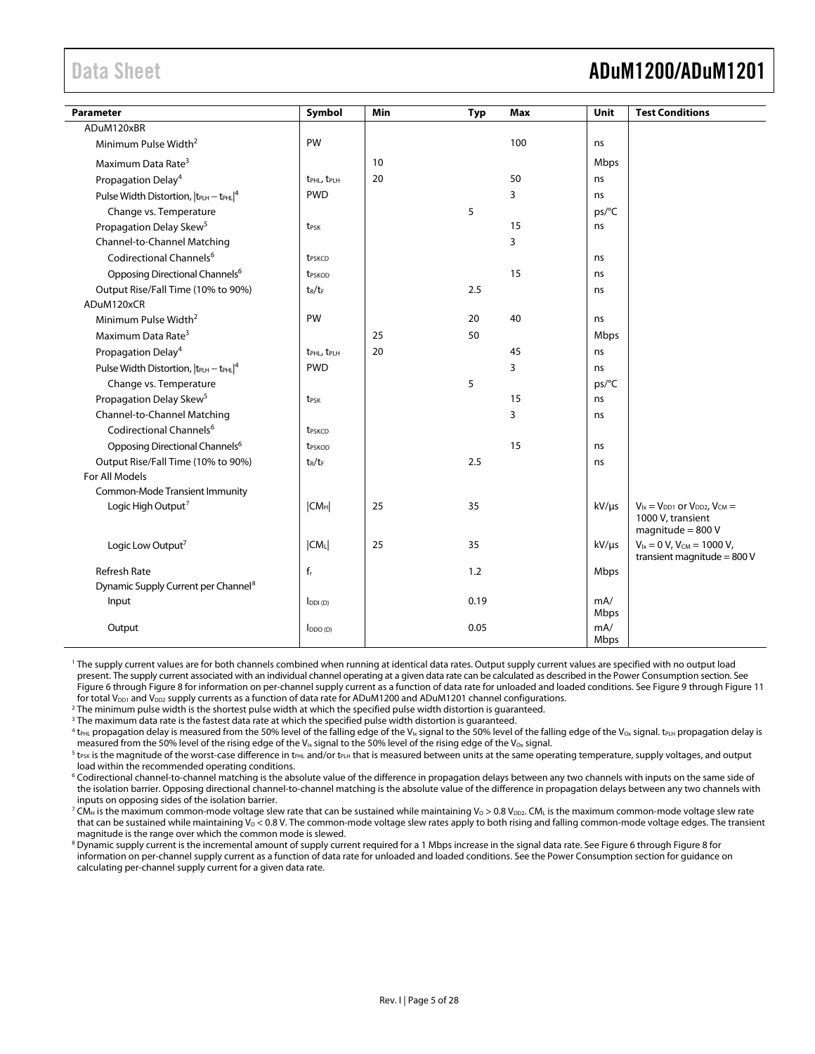| Parameter | Symbol | Min | Typ | Max | Unit | Test Conditions |
|---|---|---|---|---|---|---|
| ADuM120xBR | | | | | | |
| Minimum Pulse Width[2] | PW | | | 100 | ns | |
| Maximum Data Rate[3] | | 10 | | | Mbps | |
| Propagation Delay[4] | $t_{PHL}$, $t_{PLH}$ | 20 | | 50 | ns | |
| Pulse Width Distortion, $\lvert t_{PLH} - t_{PHL} \rvert$[4] | PWD | | | 3 | ns | |
| Change vs. Temperature | | | 5 | | ps/°C | |
| Propagation Delay Skew[5] | $t_{PSK}$ | | | 15 | ns | |
| Channel-to-Channel Matching | | | | 3 | | |
| Codirectional Channels[6] | $t_{PSKCD}$ | | | | ns | |
| Opposing Directional Channels[6] | $t_{PSKOD}$ | | | 15 | ns | |
| Output Rise/Fall Time (10% to 90%) | $t_R/t_F$ | | 2.5 | | ns | |
| ADuM120xCR | | | | | | |
| Minimum Pulse Width[2] | PW | | 20 | 40 | ns | |
| Maximum Data Rate[3] | | 25 | 50 | | Mbps | |
| Propagation Delay[4] | $t_{PHL}$, $t_{PLH}$ | 20 | | 45 | ns | |
| Pulse Width Distortion, $\lvert t_{PLH} - t_{PHL} \rvert$[4] | PWD | | | 3 | ns | |
| Change vs. Temperature | | | 5 | | ps/°C | |
| Propagation Delay Skew[5] | $t_{PSK}$ | | | 15 | ns | |
| Channel-to-Channel Matching | | | | 3 | ns | |
| Codirectional Channels[6] | $t_{PSKCD}$ | | | | | |
| Opposing Directional Channels[6] | $t_{PSKOD}$ | | | 15 | ns | |
| Output Rise/Fall Time (10% to 90%) | $t_R/t_F$ | | 2.5 | | ns | |
| For All Models | | | | | | |
| Common-Mode Transient Immunity | | | | | | |
| Logic High Output[7] | $\lvert CM_H \rvert$ | 25 | 35 | | kV/µs | $V_{Ix} = V_{DD1}$ or $V_{DD2}$, $V_{CM} =$ 1000 V, transient magnitude = 800 V |
| Logic Low Output[7] | $\lvert CM_L \rvert$ | 25 | 35 | | kV/µs | $V_{Ix} = 0$ V, $V_{CM} = 1000$ V, transient magnitude = 800 V |
| Refresh Rate | $f_r$ | | 1.2 | | Mbps | |
| Dynamic Supply Current per Channel[8] | | | | | | |
| Input | $I_{DDI(D)}$ | | 0.19 | | mA/Mbps | |
| Output | $I_{DDO(D)}$ | | 0.05 | | mA/Mbps | |

[1] The supply current values are for both channels combined when running at identical data rates. Output supply current values are specified with no output load present. The supply current associated with an individual channel operating at a given data rate can be calculated as described in the Power Consumption section. See Figure 6 through Figure 8 for information on per-channel supply current as a function of data rate for unloaded and loaded conditions. See Figure 9 through Figure 11 for total $V_{DD1}$ and $V_{DD2}$ supply currents as a function of data rate for ADuM1200 and ADuM1201 channel configurations.

[2] The minimum pulse width is the shortest pulse width at which the specified pulse width distortion is guaranteed.

[3] The maximum data rate is the fastest data rate at which the specified pulse width distortion is guaranteed.

[4] $t_{PHL}$ propagation delay is measured from the 50% level of the falling edge of the $V_{Ix}$ signal to the 50% level of the falling edge of the $V_{Ox}$ signal. $t_{PLH}$ propagation delay is measured from the 50% level of the rising edge of the $V_{Ix}$ signal to the 50% level of the rising edge of the $V_{Ox}$ signal.

[5] $t_{PSK}$ is the magnitude of the worst-case difference in $t_{PHL}$ and/or $t_{PLH}$ that is measured between units at the same operating temperature, supply voltages, and output load within the recommended operating conditions.

[6] Codirectional channel-to-channel matching is the absolute value of the difference in propagation delays between any two channels with inputs on the same side of the isolation barrier. Opposing directional channel-to-channel matching is the absolute value of the difference in propagation delays between any two channels with inputs on opposing sides of the isolation barrier.

[7] $CM_H$ is the maximum common-mode voltage slew rate that can be sustained while maintaining $V_O > 0.8\ V_{DD2}$. $CM_L$ is the maximum common-mode voltage slew rate that can be sustained while maintaining $V_O < 0.8$ V. The common-mode voltage slew rates apply to both rising and falling common-mode voltage edges. The transient magnitude is the range over which the common mode is slewed.

[8] Dynamic supply current is the incremental amount of supply current required for a 1 Mbps increase in the signal data rate. See Figure 6 through Figure 8 for information on per-channel supply current as a function of data rate for unloaded and loaded conditions. See the Power Consumption section for guidance on calculating per-channel supply current for a given data rate.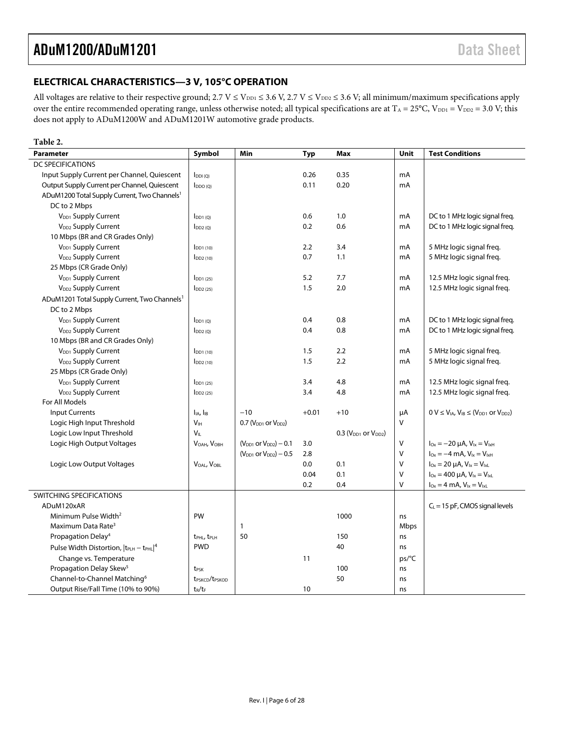## ELECTRICAL CHARACTERISTICS—3 V, 105°C OPERATION

All voltages are relative to their respective ground; 2.7 V ≤ $V_{DD1}$ ≤ 3.6 V, 2.7 V ≤ $V_{DD2}$ ≤ 3.6 V; all minimum/maximum specifications apply over the entire recommended operating range, unless otherwise noted; all typical specifications are at $T_A$ = 25°C, $V_{DD1}$ = $V_{DD2}$ = 3.0 V; this does not apply to ADuM1200W and ADuM1201W automotive grade products.

**Table 2.**

| Parameter | Symbol | Min | Typ | Max | Unit | Test Conditions |
|---|---|---|---|---|---|---|
| DC SPECIFICATIONS | | | | | | |
| Input Supply Current per Channel, Quiescent | $I_{DDI (Q)}$ | | 0.26 | 0.35 | mA | |
| Output Supply Current per Channel, Quiescent | $I_{DDO (Q)}$ | | 0.11 | 0.20 | mA | |
| ADuM1200 Total Supply Current, Two Channels[1] | | | | | | |
| DC to 2 Mbps | | | | | | |
| $V_{DD1}$ Supply Current | $I_{DD1 (Q)}$ | | 0.6 | 1.0 | mA | DC to 1 MHz logic signal freq. |
| $V_{DD2}$ Supply Current | $I_{DD2 (Q)}$ | | 0.2 | 0.6 | mA | DC to 1 MHz logic signal freq. |
| 10 Mbps (BR and CR Grades Only) | | | | | | |
| $V_{DD1}$ Supply Current | $I_{DD1 (10)}$ | | 2.2 | 3.4 | mA | 5 MHz logic signal freq. |
| $V_{DD2}$ Supply Current | $I_{DD2 (10)}$ | | 0.7 | 1.1 | mA | 5 MHz logic signal freq. |
| 25 Mbps (CR Grade Only) | | | | | | |
| $V_{DD1}$ Supply Current | $I_{DD1 (25)}$ | | 5.2 | 7.7 | mA | 12.5 MHz logic signal freq. |
| $V_{DD2}$ Supply Current | $I_{DD2 (25)}$ | | 1.5 | 2.0 | mA | 12.5 MHz logic signal freq. |
| ADuM1201 Total Supply Current, Two Channels[1] | | | | | | |
| DC to 2 Mbps | | | | | | |
| $V_{DD1}$ Supply Current | $I_{DD1 (Q)}$ | | 0.4 | 0.8 | mA | DC to 1 MHz logic signal freq. |
| $V_{DD2}$ Supply Current | $I_{DD2 (Q)}$ | | 0.4 | 0.8 | mA | DC to 1 MHz logic signal freq. |
| 10 Mbps (BR and CR Grades Only) | | | | | | |
| $V_{DD1}$ Supply Current | $I_{DD1 (10)}$ | | 1.5 | 2.2 | mA | 5 MHz logic signal freq. |
| $V_{DD2}$ Supply Current | $I_{DD2 (10)}$ | | 1.5 | 2.2 | mA | 5 MHz logic signal freq. |
| 25 Mbps (CR Grade Only) | | | | | | |
| $V_{DD1}$ Supply Current | $I_{DD1 (25)}$ | | 3.4 | 4.8 | mA | 12.5 MHz logic signal freq. |
| $V_{DD2}$ Supply Current | $I_{DD2 (25)}$ | | 3.4 | 4.8 | mA | 12.5 MHz logic signal freq. |
| For All Models | | | | | | |
| Input Currents | $I_{IA}$, $I_{IB}$ | −10 | +0.01 | +10 | μA | 0 V ≤ $V_{IA}$, $V_{IB}$ ≤ ($V_{DD1}$ or $V_{DD2}$) |
| Logic High Input Threshold | $V_{IH}$ | 0.7 ($V_{DD1}$ or $V_{DD2}$) | | | V | |
| Logic Low Input Threshold | $V_{IL}$ | | | 0.3 ($V_{DD1}$ or $V_{DD2}$) | V | |
| Logic High Output Voltages | $V_{OAH}$, $V_{OBH}$ | ($V_{DD1}$ or $V_{DD2}$) − 0.1 | 3.0 | | V | $I_{Ox}$ = −20 μA, $V_{Ix}$ = $V_{IxH}$ |
| | | ($V_{DD1}$ or $V_{DD2}$) − 0.5 | 2.8 | | V | $I_{Ox}$ = −4 mA, $V_{Ix}$ = $V_{IxH}$ |
| Logic Low Output Voltages | $V_{OAL}$, $V_{OBL}$ | | 0.0 | 0.1 | V | $I_{Ox}$ = 20 μA, $V_{Ix}$ = $V_{IxL}$ |
| | | | 0.04 | 0.1 | V | $I_{Ox}$ = 400 μA, $V_{Ix}$ = $V_{IxL}$ |
| | | | 0.2 | 0.4 | V | $I_{Ox}$ = 4 mA, $V_{Ix}$ = $V_{IxL}$ |
| SWITCHING SPECIFICATIONS | | | | | | |
| ADuM120xAR | | | | | | $C_L$ = 15 pF, CMOS signal levels |
| Minimum Pulse Width[2] | PW | | | 1000 | ns | |
| Maximum Data Rate[3] | | 1 | | | Mbps | |
| Propagation Delay[4] | $t_{PHL}$, $t_{PLH}$ | 50 | | 150 | ns | |
| Pulse Width Distortion, $\lvert t_{PLH} - t_{PHL} \rvert$[4] | PWD | | | 40 | ns | |
| Change vs. Temperature | | | 11 | | ps/°C | |
| Propagation Delay Skew[5] | $t_{PSK}$ | | | 100 | ns | |
| Channel-to-Channel Matching[6] | $t_{PSKCD}$/$t_{PSKOD}$ | | | 50 | ns | |
| Output Rise/Fall Time (10% to 90%) | $t_R$/$t_F$ | | 10 | | ns | |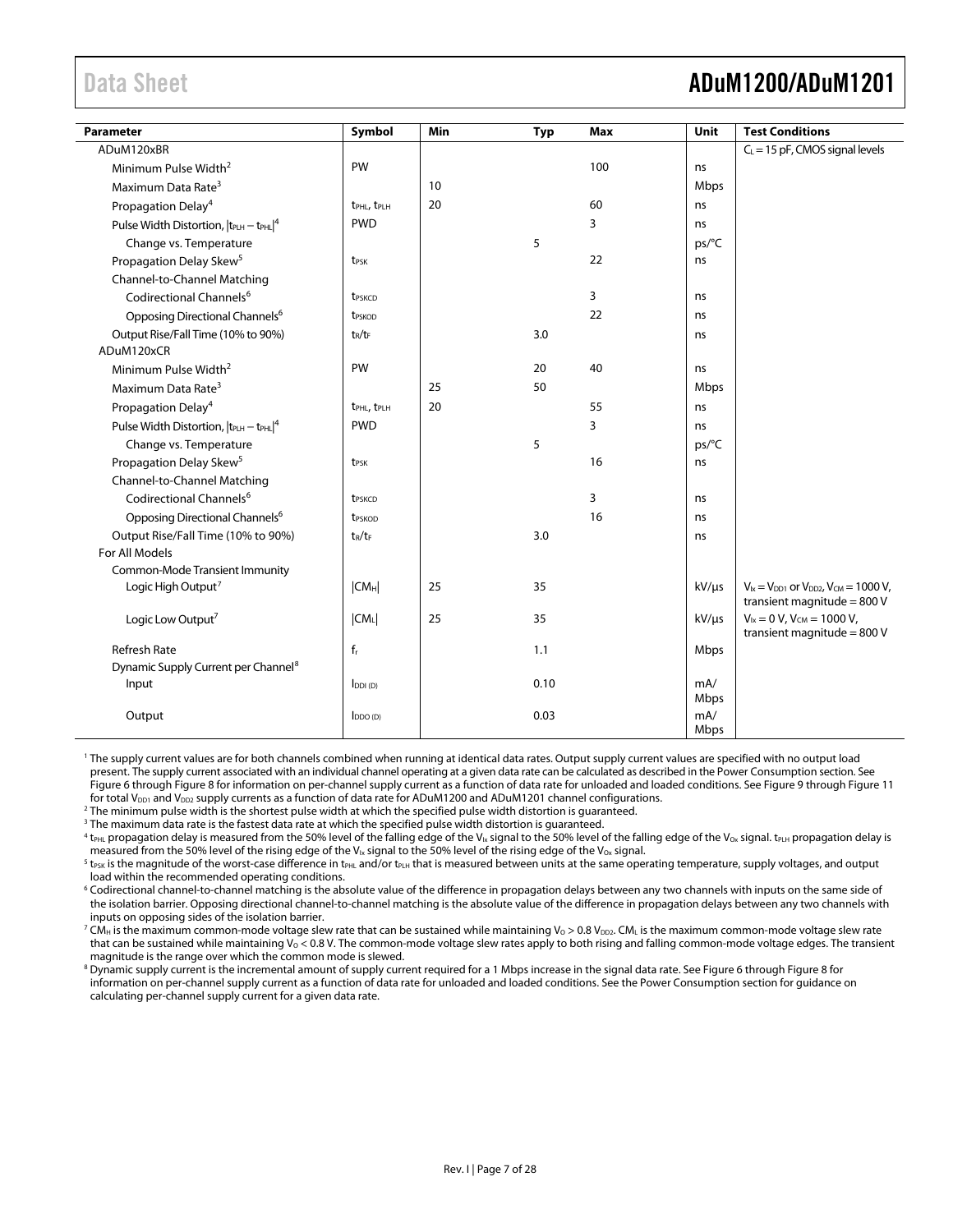| Parameter | Symbol | Min | Typ | Max | Unit | Test Conditions |
|---|---|---|---|---|---|---|
| ADuM120xBR | | | | | | $C_L$ = 15 pF, CMOS signal levels |
| Minimum Pulse Width[2] | PW | | | 100 | ns | |
| Maximum Data Rate[3] | | 10 | | | Mbps | |
| Propagation Delay[4] | $t_{PHL}$, $t_{PLH}$ | 20 | | 60 | ns | |
| Pulse Width Distortion, $\|t_{PLH} - t_{PHL}\|$[4] | PWD | | | 3 | ns | |
| Change vs. Temperature | | | 5 | | ps/°C | |
| Propagation Delay Skew[5] | $t_{PSK}$ | | | 22 | ns | |
| Channel-to-Channel Matching | | | | | | |
| Codirectional Channels[6] | $t_{PSKCD}$ | | | 3 | ns | |
| Opposing Directional Channels[6] | $t_{PSKOD}$ | | | 22 | ns | |
| Output Rise/Fall Time (10% to 90%) | $t_R$/$t_F$ | | 3.0 | | ns | |
| ADuM120xCR | | | | | | |
| Minimum Pulse Width[2] | PW | | 20 | 40 | ns | |
| Maximum Data Rate[3] | | 25 | 50 | | Mbps | |
| Propagation Delay[4] | $t_{PHL}$, $t_{PLH}$ | 20 | | 55 | ns | |
| Pulse Width Distortion, $\|t_{PLH} - t_{PHL}\|$[4] | PWD | | | 3 | ns | |
| Change vs. Temperature | | | 5 | | ps/°C | |
| Propagation Delay Skew[5] | $t_{PSK}$ | | | 16 | ns | |
| Channel-to-Channel Matching | | | | | | |
| Codirectional Channels[6] | $t_{PSKCD}$ | | | 3 | ns | |
| Opposing Directional Channels[6] | $t_{PSKOD}$ | | | 16 | ns | |
| Output Rise/Fall Time (10% to 90%) | $t_R$/$t_F$ | | 3.0 | | ns | |
| For All Models | | | | | | |
| Common-Mode Transient Immunity | | | | | | |
| Logic High Output[7] | $\|CM_H\|$ | 25 | 35 | | kV/µs | $V_{Ix} = V_{DD1}$ or $V_{DD2}$, $V_{CM}$ = 1000 V, transient magnitude = 800 V |
| Logic Low Output[7] | $\|CM_L\|$ | 25 | 35 | | kV/µs | $V_{Ix}$ = 0 V, $V_{CM}$ = 1000 V, transient magnitude = 800 V |
| Refresh Rate | $f_r$ | | 1.1 | | Mbps | |
| Dynamic Supply Current per Channel[8] | | | | | | |
| Input | $I_{DDI (D)}$ | | 0.10 | | mA/Mbps | |
| Output | $I_{DDO (D)}$ | | 0.03 | | mA/Mbps | |

[1] The supply current values are for both channels combined when running at identical data rates. Output supply current values are specified with no output load present. The supply current associated with an individual channel operating at a given data rate can be calculated as described in the Power Consumption section. See Figure 6 through Figure 8 for information on per-channel supply current as a function of data rate for unloaded and loaded conditions. See Figure 9 through Figure 11 for total $V_{DD1}$ and $V_{DD2}$ supply currents as a function of data rate for ADuM1200 and ADuM1201 channel configurations.

[2] The minimum pulse width is the shortest pulse width at which the specified pulse width distortion is guaranteed.

[3] The maximum data rate is the fastest data rate at which the specified pulse width distortion is guaranteed.

[4] $t_{PHL}$ propagation delay is measured from the 50% level of the falling edge of the $V_{Ix}$ signal to the 50% level of the falling edge of the $V_{Ox}$ signal. $t_{PLH}$ propagation delay is measured from the 50% level of the rising edge of the $V_{Ix}$ signal to the 50% level of the rising edge of the $V_{Ox}$ signal.

[5] $t_{PSK}$ is the magnitude of the worst-case difference in $t_{PHL}$ and/or $t_{PLH}$ that is measured between units at the same operating temperature, supply voltages, and output load within the recommended operating conditions.

[6] Codirectional channel-to-channel matching is the absolute value of the difference in propagation delays between any two channels with inputs on the same side of the isolation barrier. Opposing directional channel-to-channel matching is the absolute value of the difference in propagation delays between any two channels with inputs on opposing sides of the isolation barrier.

[7] $CM_H$ is the maximum common-mode voltage slew rate that can be sustained while maintaining $V_O > 0.8\ V_{DD2}$. $CM_L$ is the maximum common-mode voltage slew rate that can be sustained while maintaining $V_O < 0.8$ V. The common-mode voltage slew rates apply to both rising and falling common-mode voltage edges. The transient magnitude is the range over which the common mode is slewed.

[8] Dynamic supply current is the incremental amount of supply current required for a 1 Mbps increase in the signal data rate. See Figure 6 through Figure 8 for information on per-channel supply current as a function of data rate for unloaded and loaded conditions. See the Power Consumption section for guidance on calculating per-channel supply current for a given data rate.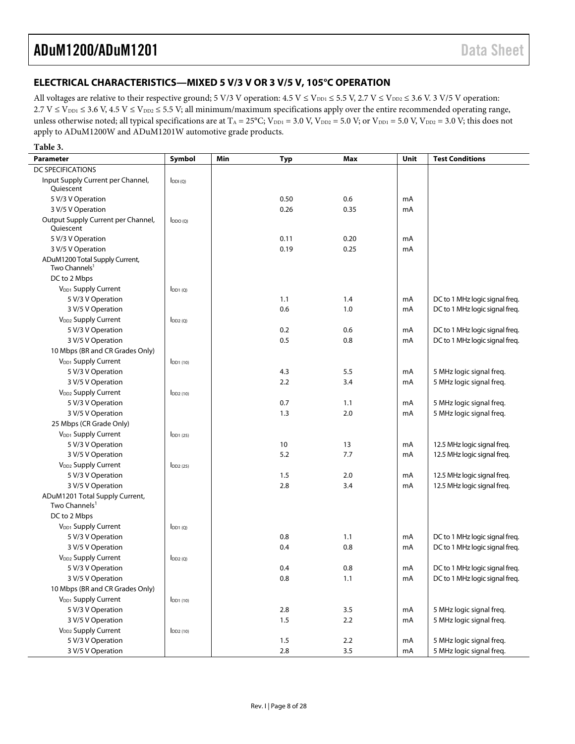## ELECTRICAL CHARACTERISTICS—MIXED 5 V/3 V OR 3 V/5 V, 105°C OPERATION

All voltages are relative to their respective ground; 5 V/3 V operation: 4.5 V ≤ $V_{DD1}$ ≤ 5.5 V, 2.7 V ≤ $V_{DD2}$ ≤ 3.6 V. 3 V/5 V operation: 2.7 V ≤ $V_{DD1}$ ≤ 3.6 V, 4.5 V ≤ $V_{DD2}$ ≤ 5.5 V; all minimum/maximum specifications apply over the entire recommended operating range, unless otherwise noted; all typical specifications are at $T_A$ = 25°C; $V_{DD1}$ = 3.0 V, $V_{DD2}$ = 5.0 V; or $V_{DD1}$ = 5.0 V, $V_{DD2}$ = 3.0 V; this does not apply to ADuM1200W and ADuM1201W automotive grade products.

**Table 3.**

| Parameter | Symbol | Min | Typ | Max | Unit | Test Conditions |
|---|---|---|---|---|---|---|
| DC SPECIFICATIONS | | | | | | |
| Input Supply Current per Channel, Quiescent | $I_{DDI (Q)}$ | | | | | |
| 5 V/3 V Operation | | | 0.50 | 0.6 | mA | |
| 3 V/5 V Operation | | | 0.26 | 0.35 | mA | |
| Output Supply Current per Channel, Quiescent | $I_{DDO (Q)}$ | | | | | |
| 5 V/3 V Operation | | | 0.11 | 0.20 | mA | |
| 3 V/5 V Operation | | | 0.19 | 0.25 | mA | |
| ADuM1200 Total Supply Current, Two Channels[1] | | | | | | |
| DC to 2 Mbps | | | | | | |
| $V_{DD1}$ Supply Current | $I_{DD1 (Q)}$ | | | | | |
| 5 V/3 V Operation | | | 1.1 | 1.4 | mA | DC to 1 MHz logic signal freq. |
| 3 V/5 V Operation | | | 0.6 | 1.0 | mA | DC to 1 MHz logic signal freq. |
| $V_{DD2}$ Supply Current | $I_{DD2 (Q)}$ | | | | | |
| 5 V/3 V Operation | | | 0.2 | 0.6 | mA | DC to 1 MHz logic signal freq. |
| 3 V/5 V Operation | | | 0.5 | 0.8 | mA | DC to 1 MHz logic signal freq. |
| 10 Mbps (BR and CR Grades Only) | | | | | | |
| $V_{DD1}$ Supply Current | $I_{DD1 (10)}$ | | | | | |
| 5 V/3 V Operation | | | 4.3 | 5.5 | mA | 5 MHz logic signal freq. |
| 3 V/5 V Operation | | | 2.2 | 3.4 | mA | 5 MHz logic signal freq. |
| $V_{DD2}$ Supply Current | $I_{DD2 (10)}$ | | | | | |
| 5 V/3 V Operation | | | 0.7 | 1.1 | mA | 5 MHz logic signal freq. |
| 3 V/5 V Operation | | | 1.3 | 2.0 | mA | 5 MHz logic signal freq. |
| 25 Mbps (CR Grade Only) | | | | | | |
| $V_{DD1}$ Supply Current | $I_{DD1 (25)}$ | | | | | |
| 5 V/3 V Operation | | | 10 | 13 | mA | 12.5 MHz logic signal freq. |
| 3 V/5 V Operation | | | 5.2 | 7.7 | mA | 12.5 MHz logic signal freq. |
| $V_{DD2}$ Supply Current | $I_{DD2 (25)}$ | | | | | |
| 5 V/3 V Operation | | | 1.5 | 2.0 | mA | 12.5 MHz logic signal freq. |
| 3 V/5 V Operation | | | 2.8 | 3.4 | mA | 12.5 MHz logic signal freq. |
| ADuM1201 Total Supply Current, Two Channels[1] | | | | | | |
| DC to 2 Mbps | | | | | | |
| $V_{DD1}$ Supply Current | $I_{DD1 (Q)}$ | | | | | |
| 5 V/3 V Operation | | | 0.8 | 1.1 | mA | DC to 1 MHz logic signal freq. |
| 3 V/5 V Operation | | | 0.4 | 0.8 | mA | DC to 1 MHz logic signal freq. |
| $V_{DD2}$ Supply Current | $I_{DD2 (Q)}$ | | | | | |
| 5 V/3 V Operation | | | 0.4 | 0.8 | mA | DC to 1 MHz logic signal freq. |
| 3 V/5 V Operation | | | 0.8 | 1.1 | mA | DC to 1 MHz logic signal freq. |
| 10 Mbps (BR and CR Grades Only) | | | | | | |
| $V_{DD1}$ Supply Current | $I_{DD1 (10)}$ | | | | | |
| 5 V/3 V Operation | | | 2.8 | 3.5 | mA | 5 MHz logic signal freq. |
| 3 V/5 V Operation | | | 1.5 | 2.2 | mA | 5 MHz logic signal freq. |
| $V_{DD2}$ Supply Current | $I_{DD2 (10)}$ | | | | | |
| 5 V/3 V Operation | | | 1.5 | 2.2 | mA | 5 MHz logic signal freq. |
| 3 V/5 V Operation | | | 2.8 | 3.5 | mA | 5 MHz logic signal freq. |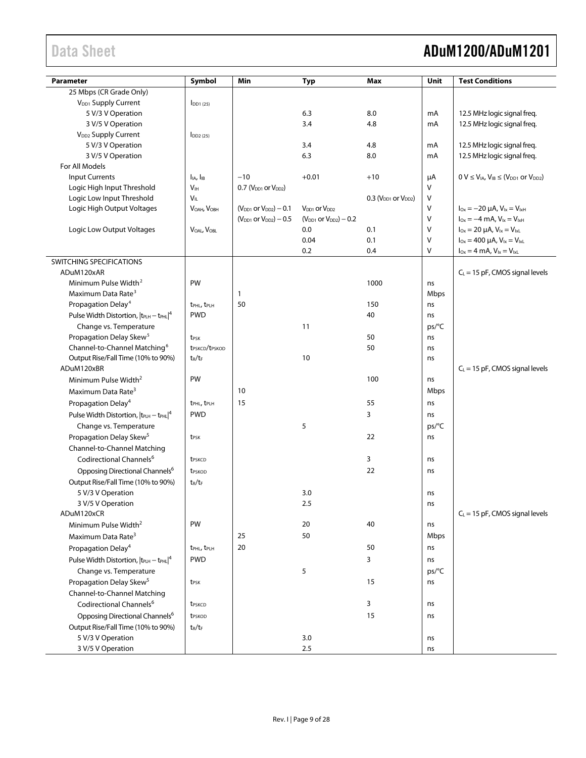| Parameter | Symbol | Min | Typ | Max | Unit | Test Conditions |
|---|---|---|---|---|---|---|
| 25 Mbps (CR Grade Only) | | | | | | |
| $V_{DD1}$ Supply Current | $I_{DD1 (25)}$ | | | | | |
| 5 V/3 V Operation | | | 6.3 | 8.0 | mA | 12.5 MHz logic signal freq. |
| 3 V/5 V Operation | | | 3.4 | 4.8 | mA | 12.5 MHz logic signal freq. |
| $V_{DD2}$ Supply Current | $I_{DD2 (25)}$ | | | | | |
| 5 V/3 V Operation | | | 3.4 | 4.8 | mA | 12.5 MHz logic signal freq. |
| 3 V/5 V Operation | | | 6.3 | 8.0 | mA | 12.5 MHz logic signal freq. |
| For All Models | | | | | | |
| Input Currents | $I_{IA}$, $I_{IB}$ | −10 | +0.01 | +10 | µA | $0 V \leq V_{IA}, V_{IB} \leq (V_{DD1}$ or $V_{DD2})$ |
| Logic High Input Threshold | $V_{IH}$ | 0.7 ($V_{DD1}$ or $V_{DD2}$) | | | V | |
| Logic Low Input Threshold | $V_{IL}$ | | | 0.3 ($V_{DD1}$ or $V_{DD2}$) | V | |
| Logic High Output Voltages | $V_{OAH}$, $V_{OBH}$ | ($V_{DD1}$ or $V_{DD2}$) − 0.1 | $V_{DD1}$ or $V_{DD2}$ | | V | $I_{Ox} = −20$ µA, $V_{Ix} = V_{IxH}$ |
| | | ($V_{DD1}$ or $V_{DD2}$) − 0.5 | ($V_{DD1}$ or $V_{DD2}$) − 0.2 | | V | $I_{Ox} = −4$ mA, $V_{Ix} = V_{IxH}$ |
| Logic Low Output Voltages | $V_{OAL}$, $V_{OBL}$ | | 0.0 | 0.1 | V | $I_{Ox} = 20$ µA, $V_{Ix} = V_{IxL}$ |
| | | | 0.04 | 0.1 | V | $I_{Ox} = 400$ µA, $V_{Ix} = V_{IxL}$ |
| | | | 0.2 | 0.4 | V | $I_{Ox} = 4$ mA, $V_{Ix} = V_{IxL}$ |
| SWITCHING SPECIFICATIONS | | | | | | |
| ADuM120xAR | | | | | | $C_L = 15$ pF, CMOS signal levels |
| Minimum Pulse Width[2] | PW | | | 1000 | ns | |
| Maximum Data Rate[3] | | 1 | | | Mbps | |
| Propagation Delay[4] | $t_{PHL}$, $t_{PLH}$ | 50 | | 150 | ns | |
| Pulse Width Distortion, $\lvert t_{PLH} − t_{PHL}\rvert$[4] | PWD | | | 40 | ns | |
| Change vs. Temperature | | | 11 | | ps/°C | |
| Propagation Delay Skew[5] | $t_{PSK}$ | | | 50 | ns | |
| Channel-to-Channel Matching[6] | $t_{PSKCD}$/$t_{PSKOD}$ | | | 50 | ns | |
| Output Rise/Fall Time (10% to 90%) | $t_R$/$t_F$ | | 10 | | ns | |
| ADuM120xBR | | | | | | $C_L = 15$ pF, CMOS signal levels |
| Minimum Pulse Width[2] | PW | | | 100 | ns | |
| Maximum Data Rate[3] | | 10 | | | Mbps | |
| Propagation Delay[4] | $t_{PHL}$, $t_{PLH}$ | 15 | | 55 | ns | |
| Pulse Width Distortion, $\lvert t_{PLH} − t_{PHL}\rvert$[4] | PWD | | | 3 | ns | |
| Change vs. Temperature | | | 5 | | ps/°C | |
| Propagation Delay Skew[5] | $t_{PSK}$ | | | 22 | ns | |
| Channel-to-Channel Matching | | | | | | |
| Codirectional Channels[6] | $t_{PSKCD}$ | | | 3 | ns | |
| Opposing Directional Channels[6] | $t_{PSKOD}$ | | | 22 | ns | |
| Output Rise/Fall Time (10% to 90%) | $t_R$/$t_F$ | | | | | |
| 5 V/3 V Operation | | | 3.0 | | ns | |
| 3 V/5 V Operation | | | 2.5 | | ns | |
| ADuM120xCR | | | | | | $C_L = 15$ pF, CMOS signal levels |
| Minimum Pulse Width[2] | PW | | 20 | 40 | ns | |
| Maximum Data Rate[3] | | 25 | 50 | | Mbps | |
| Propagation Delay[4] | $t_{PHL}$, $t_{PLH}$ | 20 | | 50 | ns | |
| Pulse Width Distortion, $\lvert t_{PLH} − t_{PHL}\rvert$[4] | PWD | | | 3 | ns | |
| Change vs. Temperature | | | 5 | | ps/°C | |
| Propagation Delay Skew[5] | $t_{PSK}$ | | | 15 | ns | |
| Channel-to-Channel Matching | | | | | | |
| Codirectional Channels[6] | $t_{PSKCD}$ | | | 3 | ns | |
| Opposing Directional Channels[6] | $t_{PSKOD}$ | | | 15 | ns | |
| Output Rise/Fall Time (10% to 90%) | $t_R$/$t_F$ | | | | | |
| 5 V/3 V Operation | | | 3.0 | | ns | |
| 3 V/5 V Operation | | | 2.5 | | ns | |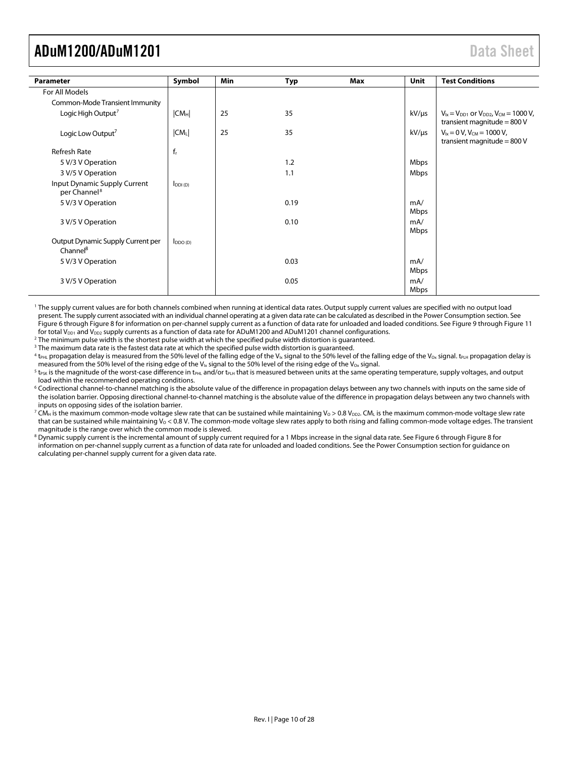| Parameter | Symbol | Min | Typ | Max | Unit | Test Conditions |
|---|---|---|---|---|---|---|
| For All Models | | | | | | |
| Common-Mode Transient Immunity | | | | | | |
| Logic High Output[7] | $\|CM_H\|$ | 25 | 35 | | kV/µs | $V_{Ix} = V_{DD1}$ or $V_{DD2}$, $V_{CM} = 1000$ V, transient magnitude = 800 V |
| Logic Low Output[7] | $\|CM_L\|$ | 25 | 35 | | kV/µs | $V_{Ix} = 0$ V, $V_{CM} = 1000$ V, transient magnitude = 800 V |
| Refresh Rate | $f_r$ | | | | | |
| 5 V/3 V Operation | | | 1.2 | | Mbps | |
| 3 V/5 V Operation | | | 1.1 | | Mbps | |
| Input Dynamic Supply Current per Channel[8] | $I_{DDI\,(D)}$ | | | | | |
| 5 V/3 V Operation | | | 0.19 | | mA/Mbps | |
| 3 V/5 V Operation | | | 0.10 | | mA/Mbps | |
| Output Dynamic Supply Current per Channel[8] | $I_{DDO\,(D)}$ | | | | | |
| 5 V/3 V Operation | | | 0.03 | | mA/Mbps | |
| 3 V/5 V Operation | | | 0.05 | | mA/Mbps | |

[1] The supply current values are for both channels combined when running at identical data rates. Output supply current values are specified with no output load present. The supply current associated with an individual channel operating at a given data rate can be calculated as described in the Power Consumption section. See Figure 6 through Figure 8 for information on per-channel supply current as a function of data rate for unloaded and loaded conditions. See Figure 9 through Figure 11 for total $V_{DD1}$ and $V_{DD2}$ supply currents as a function of data rate for ADuM1200 and ADuM1201 channel configurations.

[2] The minimum pulse width is the shortest pulse width at which the specified pulse width distortion is guaranteed.

[3] The maximum data rate is the fastest data rate at which the specified pulse width distortion is guaranteed.

[4] $t_{PHL}$ propagation delay is measured from the 50% level of the falling edge of the $V_{Ix}$ signal to the 50% level of the falling edge of the $V_{Ox}$ signal. $t_{PLH}$ propagation delay is measured from the 50% level of the rising edge of the $V_{Ix}$ signal to the 50% level of the rising edge of the $V_{Ox}$ signal.

[5] $t_{PSK}$ is the magnitude of the worst-case difference in $t_{PHL}$ and/or $t_{PLH}$ that is measured between units at the same operating temperature, supply voltages, and output load within the recommended operating conditions.

[6] Codirectional channel-to-channel matching is the absolute value of the difference in propagation delays between any two channels with inputs on the same side of the isolation barrier. Opposing directional channel-to-channel matching is the absolute value of the difference in propagation delays between any two channels with inputs on opposing sides of the isolation barrier.

[7] $CM_H$ is the maximum common-mode voltage slew rate that can be sustained while maintaining $V_O > 0.8\ V_{DD2}$. $CM_L$ is the maximum common-mode voltage slew rate that can be sustained while maintaining $V_O < 0.8$ V. The common-mode voltage slew rates apply to both rising and falling common-mode voltage edges. The transient magnitude is the range over which the common mode is slewed.

[8] Dynamic supply current is the incremental amount of supply current required for a 1 Mbps increase in the signal data rate. See Figure 6 through Figure 8 for information on per-channel supply current as a function of data rate for unloaded and loaded conditions. See the Power Consumption section for guidance on calculating per-channel supply current for a given data rate.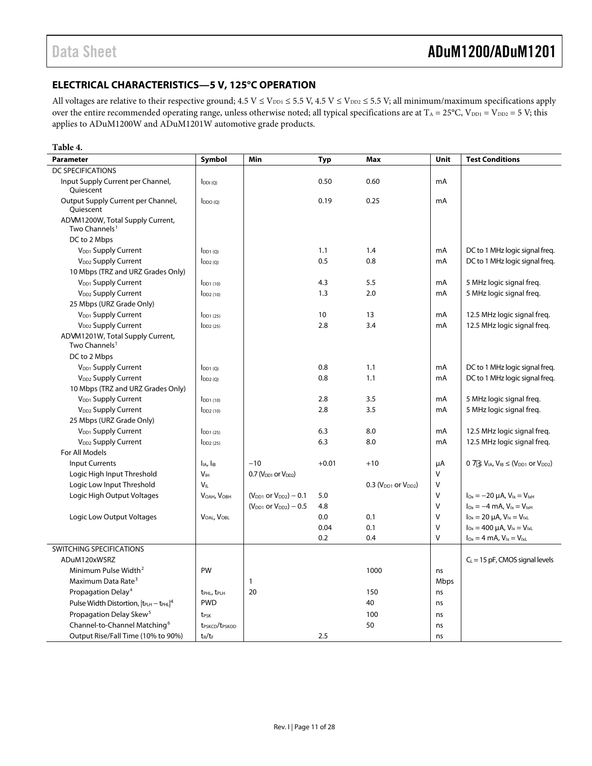## ELECTRICAL CHARACTERISTICS—5 V, 125°C OPERATION

All voltages are relative to their respective ground; 4.5 V ≤ $V_{DD1}$ ≤ 5.5 V, 4.5 V ≤ $V_{DD2}$ ≤ 5.5 V; all minimum/maximum specifications apply over the entire recommended operating range, unless otherwise noted; all typical specifications are at $T_A$ = 25°C, $V_{DD1}$ = $V_{DD2}$ = 5 V; this applies to ADuM1200W and ADuM1201W automotive grade products.

**Table 4.**

| Parameter | Symbol | Min | Typ | Max | Unit | Test Conditions |
|---|---|---|---|---|---|---|
| DC SPECIFICATIONS | | | | | | |
| Input Supply Current per Channel, Quiescent | $I_{DDI (Q)}$ | | 0.50 | 0.60 | mA | |
| Output Supply Current per Channel, Quiescent | $I_{DDO (Q)}$ | | 0.19 | 0.25 | mA | |
| ADVM1200W, Total Supply Current, Two Channels[1] | | | | | | |
| DC to 2 Mbps | | | | | | |
| $V_{DD1}$ Supply Current | $I_{DD1 (Q)}$ | | 1.1 | 1.4 | mA | DC to 1 MHz logic signal freq. |
| $V_{DD2}$ Supply Current | $I_{DD2 (Q)}$ | | 0.5 | 0.8 | mA | DC to 1 MHz logic signal freq. |
| 10 Mbps (TRZ and URZ Grades Only) | | | | | | |
| $V_{DD1}$ Supply Current | $I_{DD1 (10)}$ | | 4.3 | 5.5 | mA | 5 MHz logic signal freq. |
| $V_{DD2}$ Supply Current | $I_{DD2 (10)}$ | | 1.3 | 2.0 | mA | 5 MHz logic signal freq. |
| 25 Mbps (URZ Grade Only) | | | | | | |
| $V_{DD1}$ Supply Current | $I_{DD1 (25)}$ | | 10 | 13 | mA | 12.5 MHz logic signal freq. |
| $V_{DD2}$ Supply Current | $I_{DD2 (25)}$ | | 2.8 | 3.4 | mA | 12.5 MHz logic signal freq. |
| ADVM1201W, Total Supply Current, Two Channels[1] | | | | | | |
| DC to 2 Mbps | | | | | | |
| $V_{DD1}$ Supply Current | $I_{DD1 (Q)}$ | | 0.8 | 1.1 | mA | DC to 1 MHz logic signal freq. |
| $V_{DD2}$ Supply Current | $I_{DD2 (Q)}$ | | 0.8 | 1.1 | mA | DC to 1 MHz logic signal freq. |
| 10 Mbps (TRZ and URZ Grades Only) | | | | | | |
| $V_{DD1}$ Supply Current | $I_{DD1 (10)}$ | | 2.8 | 3.5 | mA | 5 MHz logic signal freq. |
| $V_{DD2}$ Supply Current | $I_{DD2 (10)}$ | | 2.8 | 3.5 | mA | 5 MHz logic signal freq. |
| 25 Mbps (URZ Grade Only) | | | | | | |
| $V_{DD1}$ Supply Current | $I_{DD1 (25)}$ | | 6.3 | 8.0 | mA | 12.5 MHz logic signal freq. |
| $V_{DD2}$ Supply Current | $I_{DD2 (25)}$ | | 6.3 | 8.0 | mA | 12.5 MHz logic signal freq. |
| For All Models | | | | | | |
| Input Currents | $I_{IA}$, $I_{IB}$ | −10 | +0.01 | +10 | µA | 0 ≤ $V_{IA}$, $V_{IB}$ ≤ ($V_{DD1}$ or $V_{DD2}$) |
| Logic High Input Threshold | $V_{IH}$ | 0.7 ($V_{DD1}$ or $V_{DD2}$) | | | V | |
| Logic Low Input Threshold | $V_{IL}$ | | | 0.3 ($V_{DD1}$ or $V_{DD2}$) | V | |
| Logic High Output Voltages | $V_{OAH}$, $V_{OBH}$ | ($V_{DD1}$ or $V_{DD2}$) − 0.1 | 5.0 | | V | $I_{Ox}$ = −20 µA, $V_{Ix}$ = $V_{IxH}$ |
| | | ($V_{DD1}$ or $V_{DD2}$) − 0.5 | 4.8 | | V | $I_{Ox}$ = −4 mA, $V_{Ix}$ = $V_{IxH}$ |
| Logic Low Output Voltages | $V_{OAL}$, $V_{OBL}$ | | 0.0 | 0.1 | V | $I_{Ox}$ = 20 µA, $V_{Ix}$ = $V_{IxL}$ |
| | | | 0.04 | 0.1 | V | $I_{Ox}$ = 400 µA, $V_{Ix}$ = $V_{IxL}$ |
| | | | 0.2 | 0.4 | V | $I_{Ox}$ = 4 mA, $V_{Ix}$ = $V_{IxL}$ |
| SWITCHING SPECIFICATIONS | | | | | | |
| ADuM120xWSRZ | | | | | | $C_L$ = 15 pF, CMOS signal levels |
| Minimum Pulse Width[2] | PW | | | 1000 | ns | |
| Maximum Data Rate[3] | | 1 | | | Mbps | |
| Propagation Delay[4] | $t_{PHL}$, $t_{PLH}$ | 20 | | 150 | ns | |
| Pulse Width Distortion, $\lvert t_{PLH} - t_{PHL}\rvert$[4] | PWD | | | 40 | ns | |
| Propagation Delay Skew[5] | $t_{PSK}$ | | | 100 | ns | |
| Channel-to-Channel Matching[6] | $t_{PSKCD}$/$t_{PSKOD}$ | | | 50 | ns | |
| Output Rise/Fall Time (10% to 90%) | $t_R$/$t_F$ | | 2.5 | | ns | |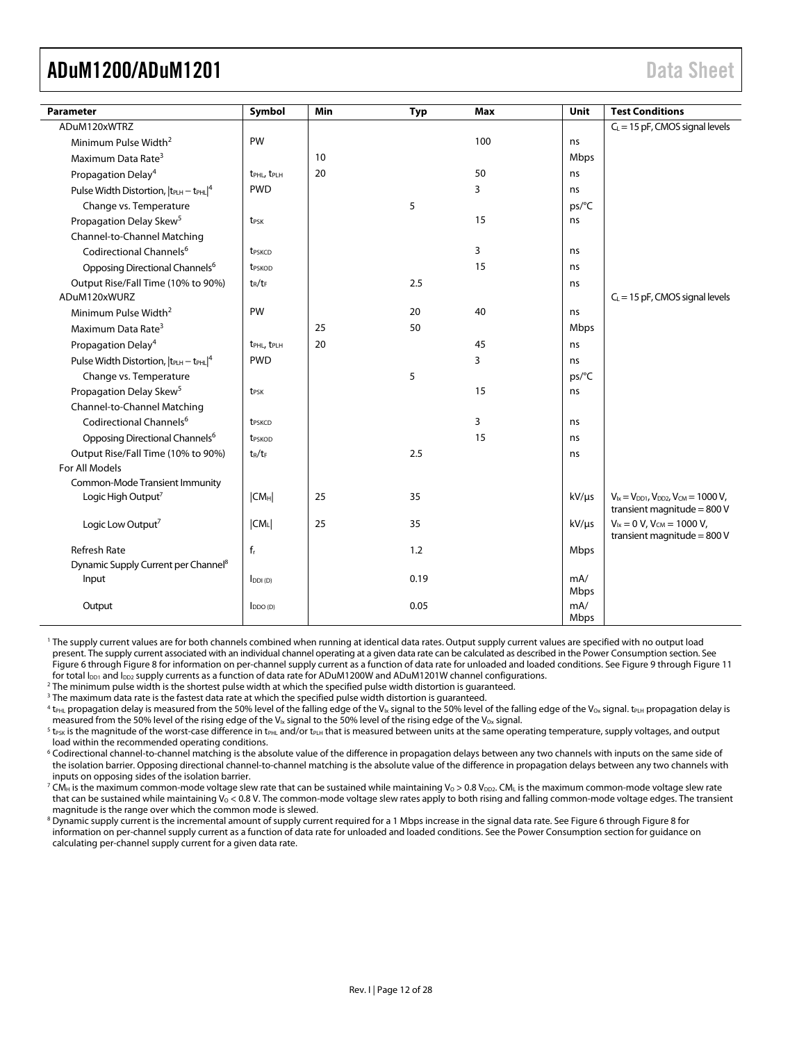| Parameter | Symbol | Min | Typ | Max | Unit | Test Conditions |
|---|---|---|---|---|---|---|
| ADuM120xWTRZ | | | | | | $C_L$ = 15 pF, CMOS signal levels |
| Minimum Pulse Width[2] | PW | | | 100 | ns | |
| Maximum Data Rate[3] | | 10 | | | Mbps | |
| Propagation Delay[4] | $t_{PHL}$, $t_{PLH}$ | 20 | | 50 | ns | |
| Pulse Width Distortion, $\|t_{PLH} − t_{PHL}\|$[4] | PWD | | | 3 | ns | |
| Change vs. Temperature | | | 5 | | ps/°C | |
| Propagation Delay Skew[5] | $t_{PSK}$ | | | 15 | ns | |
| Channel-to-Channel Matching | | | | | | |
| Codirectional Channels[6] | $t_{PSKCD}$ | | | 3 | ns | |
| Opposing Directional Channels[6] | $t_{PSKOD}$ | | | 15 | ns | |
| Output Rise/Fall Time (10% to 90%) | $t_R$/$t_F$ | | 2.5 | | ns | |
| ADuM120xWURZ | | | | | | $C_L$ = 15 pF, CMOS signal levels |
| Minimum Pulse Width[2] | PW | | 20 | 40 | ns | |
| Maximum Data Rate[3] | | 25 | 50 | | Mbps | |
| Propagation Delay[4] | $t_{PHL}$, $t_{PLH}$ | 20 | | 45 | ns | |
| Pulse Width Distortion, $\|t_{PLH} − t_{PHL}\|$[4] | PWD | | | 3 | ns | |
| Change vs. Temperature | | | 5 | | ps/°C | |
| Propagation Delay Skew[5] | $t_{PSK}$ | | | 15 | ns | |
| Channel-to-Channel Matching | | | | | | |
| Codirectional Channels[6] | $t_{PSKCD}$ | | | 3 | ns | |
| Opposing Directional Channels[6] | $t_{PSKOD}$ | | | 15 | ns | |
| Output Rise/Fall Time (10% to 90%) | $t_R$/$t_F$ | | 2.5 | | ns | |
| For All Models | | | | | | |
| Common-Mode Transient Immunity | | | | | | |
| Logic High Output[7] | $\|CM_H\|$ | 25 | 35 | | kV/µs | $V_{Ix} = V_{DD1}$, $V_{DD2}$, $V_{CM}$ = 1000 V, transient magnitude = 800 V |
| Logic Low Output[7] | $\|CM_L\|$ | 25 | 35 | | kV/µs | $V_{Ix}$ = 0 V, $V_{CM}$ = 1000 V, transient magnitude = 800 V |
| Refresh Rate | $f_r$ | | 1.2 | | Mbps | |
| Dynamic Supply Current per Channel[8] | | | | | | |
| Input | $I_{DDI (D)}$ | | 0.19 | | mA/Mbps | |
| Output | $I_{DDO (D)}$ | | 0.05 | | mA/Mbps | |

[1] The supply current values are for both channels combined when running at identical data rates. Output supply current values are specified with no output load present. The supply current associated with an individual channel operating at a given data rate can be calculated as described in the Power Consumption section. See Figure 6 through Figure 8 for information on per-channel supply current as a function of data rate for unloaded and loaded conditions. See Figure 9 through Figure 11 for total $I_{DD1}$ and $I_{DD2}$ supply currents as a function of data rate for ADuM1200W and ADuM1201W channel configurations.

[2] The minimum pulse width is the shortest pulse width at which the specified pulse width distortion is guaranteed.

[3] The maximum data rate is the fastest data rate at which the specified pulse width distortion is guaranteed.

[4] $t_{PHL}$ propagation delay is measured from the 50% level of the falling edge of the $V_{Ix}$ signal to the 50% level of the falling edge of the $V_{Ox}$ signal. $t_{PLH}$ propagation delay is measured from the 50% level of the rising edge of the $V_{Ix}$ signal to the 50% level of the rising edge of the $V_{Ox}$ signal.

[5] $t_{PSK}$ is the magnitude of the worst-case difference in $t_{PHL}$ and/or $t_{PLH}$ that is measured between units at the same operating temperature, supply voltages, and output load within the recommended operating conditions.

[6] Codirectional channel-to-channel matching is the absolute value of the difference in propagation delays between any two channels with inputs on the same side of the isolation barrier. Opposing directional channel-to-channel matching is the absolute value of the difference in propagation delays between any two channels with inputs on opposing sides of the isolation barrier.

[7] $CM_H$ is the maximum common-mode voltage slew rate that can be sustained while maintaining $V_O > 0.8\ V_{DD2}$. $CM_L$ is the maximum common-mode voltage slew rate that can be sustained while maintaining $V_O < 0.8$ V. The common-mode voltage slew rates apply to both rising and falling common-mode voltage edges. The transient magnitude is the range over which the common mode is slewed.

[8] Dynamic supply current is the incremental amount of supply current required for a 1 Mbps increase in the signal data rate. See Figure 6 through Figure 8 for information on per-channel supply current as a function of data rate for unloaded and loaded conditions. See the Power Consumption section for guidance on calculating per-channel supply current for a given data rate.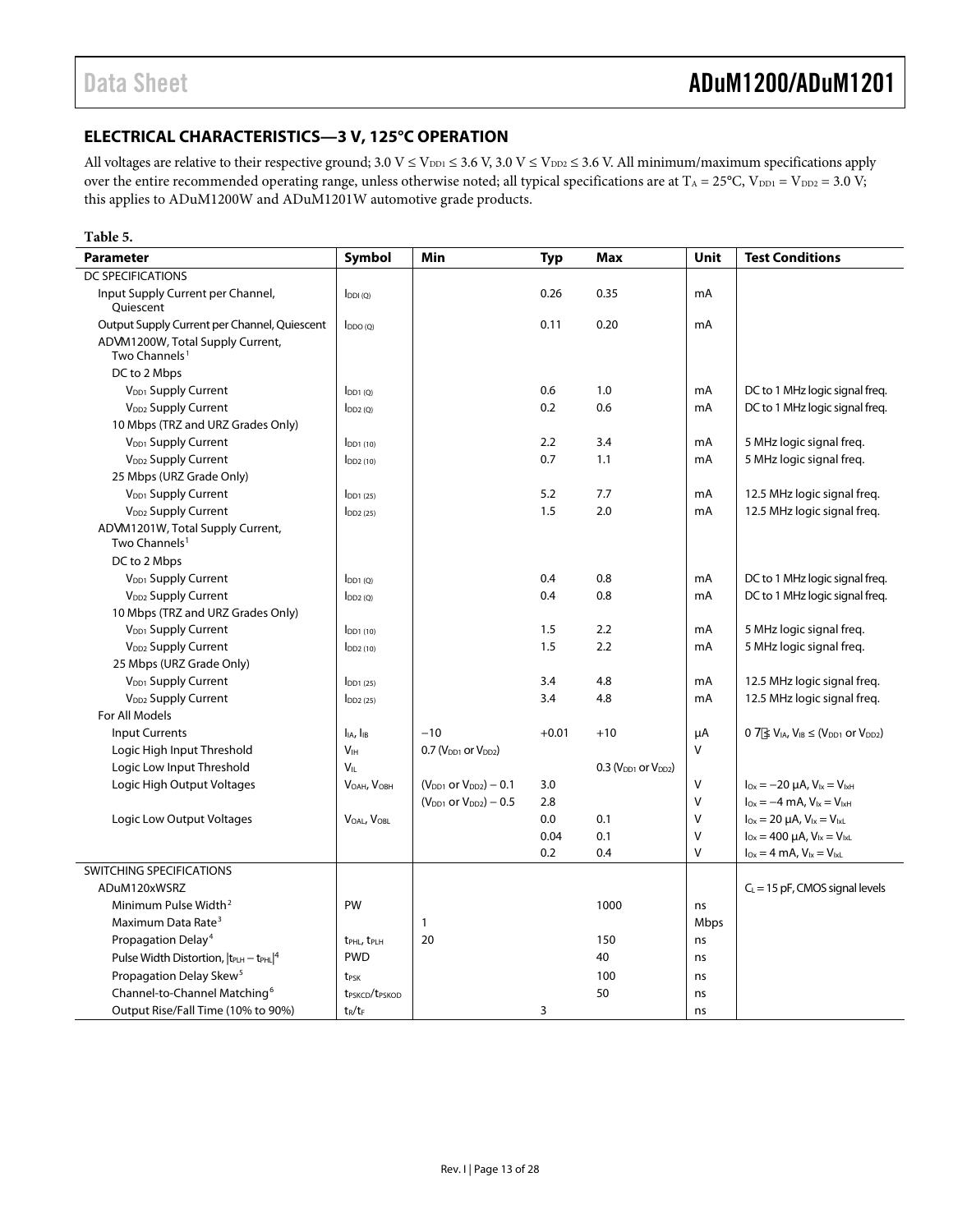## ELECTRICAL CHARACTERISTICS—3 V, 125°C OPERATION

All voltages are relative to their respective ground; 3.0 V ≤ $V_{DD1}$ ≤ 3.6 V, 3.0 V ≤ $V_{DD2}$ ≤ 3.6 V. All minimum/maximum specifications apply over the entire recommended operating range, unless otherwise noted; all typical specifications are at $T_A$ = 25°C, $V_{DD1}$ = $V_{DD2}$ = 3.0 V; this applies to ADuM1200W and ADuM1201W automotive grade products.

**Table 5.**

| Parameter | Symbol | Min | Typ | Max | Unit | Test Conditions |
|---|---|---|---|---|---|---|
| DC SPECIFICATIONS | | | | | | |
| Input Supply Current per Channel, Quiescent | $I_{DDI (Q)}$ | | 0.26 | 0.35 | mA | |
| Output Supply Current per Channel, Quiescent | $I_{DDO (Q)}$ | | 0.11 | 0.20 | mA | |
| ADVM1200W, Total Supply Current, Two Channels[1] | | | | | | |
| DC to 2 Mbps | | | | | | |
| $V_{DD1}$ Supply Current | $I_{DD1 (Q)}$ | | 0.6 | 1.0 | mA | DC to 1 MHz logic signal freq. |
| $V_{DD2}$ Supply Current | $I_{DD2 (Q)}$ | | 0.2 | 0.6 | mA | DC to 1 MHz logic signal freq. |
| 10 Mbps (TRZ and URZ Grades Only) | | | | | | |
| $V_{DD1}$ Supply Current | $I_{DD1 (10)}$ | | 2.2 | 3.4 | mA | 5 MHz logic signal freq. |
| $V_{DD2}$ Supply Current | $I_{DD2 (10)}$ | | 0.7 | 1.1 | mA | 5 MHz logic signal freq. |
| 25 Mbps (URZ Grade Only) | | | | | | |
| $V_{DD1}$ Supply Current | $I_{DD1 (25)}$ | | 5.2 | 7.7 | mA | 12.5 MHz logic signal freq. |
| $V_{DD2}$ Supply Current | $I_{DD2 (25)}$ | | 1.5 | 2.0 | mA | 12.5 MHz logic signal freq. |
| ADVM1201W, Total Supply Current, Two Channels[1] | | | | | | |
| DC to 2 Mbps | | | | | | |
| $V_{DD1}$ Supply Current | $I_{DD1 (Q)}$ | | 0.4 | 0.8 | mA | DC to 1 MHz logic signal freq. |
| $V_{DD2}$ Supply Current | $I_{DD2 (Q)}$ | | 0.4 | 0.8 | mA | DC to 1 MHz logic signal freq. |
| 10 Mbps (TRZ and URZ Grades Only) | | | | | | |
| $V_{DD1}$ Supply Current | $I_{DD1 (10)}$ | | 1.5 | 2.2 | mA | 5 MHz logic signal freq. |
| $V_{DD2}$ Supply Current | $I_{DD2 (10)}$ | | 1.5 | 2.2 | mA | 5 MHz logic signal freq. |
| 25 Mbps (URZ Grade Only) | | | | | | |
| $V_{DD1}$ Supply Current | $I_{DD1 (25)}$ | | 3.4 | 4.8 | mA | 12.5 MHz logic signal freq. |
| $V_{DD2}$ Supply Current | $I_{DD2 (25)}$ | | 3.4 | 4.8 | mA | 12.5 MHz logic signal freq. |
| For All Models | | | | | | |
| Input Currents | $I_{IA}$, $I_{IB}$ | −10 | +0.01 | +10 | µA | 0 ≤ $V_{IA}$, $V_{IB}$ ≤ ($V_{DD1}$ or $V_{DD2}$) |
| Logic High Input Threshold | $V_{IH}$ | 0.7 ($V_{DD1}$ or $V_{DD2}$) | | | V | |
| Logic Low Input Threshold | $V_{IL}$ | | | 0.3 ($V_{DD1}$ or $V_{DD2}$) | V | |
| Logic High Output Voltages | $V_{OAH}$, $V_{OBH}$ | ($V_{DD1}$ or $V_{DD2}$) − 0.1 | 3.0 | | V | $I_{Ox}$ = −20 µA, $V_{Ix}$ = $V_{IxH}$ |
| | | ($V_{DD1}$ or $V_{DD2}$) − 0.5 | 2.8 | | V | $I_{Ox}$ = −4 mA, $V_{Ix}$ = $V_{IxH}$ |
| Logic Low Output Voltages | $V_{OAL}$, $V_{OBL}$ | | 0.0 | 0.1 | V | $I_{Ox}$ = 20 µA, $V_{Ix}$ = $V_{IxL}$ |
| | | | 0.04 | 0.1 | V | $I_{Ox}$ = 400 µA, $V_{Ix}$ = $V_{IxL}$ |
| | | | 0.2 | 0.4 | V | $I_{Ox}$ = 4 mA, $V_{Ix}$ = $V_{IxL}$ |
| SWITCHING SPECIFICATIONS | | | | | | |
| ADuM120xWSRZ | | | | | | $C_L$ = 15 pF, CMOS signal levels |
| Minimum Pulse Width[2] | PW | | | 1000 | ns | |
| Maximum Data Rate[3] | | 1 | | | Mbps | |
| Propagation Delay[4] | $t_{PHL}$, $t_{PLH}$ | 20 | | 150 | ns | |
| Pulse Width Distortion, $\|t_{PLH} − t_{PHL}\|$[4] | PWD | | | 40 | ns | |
| Propagation Delay Skew[5] | $t_{PSK}$ | | | 100 | ns | |
| Channel-to-Channel Matching[6] | $t_{PSKCD}$/$t_{PSKOD}$ | | | 50 | ns | |
| Output Rise/Fall Time (10% to 90%) | $t_R$/$t_F$ | | 3 | | ns | |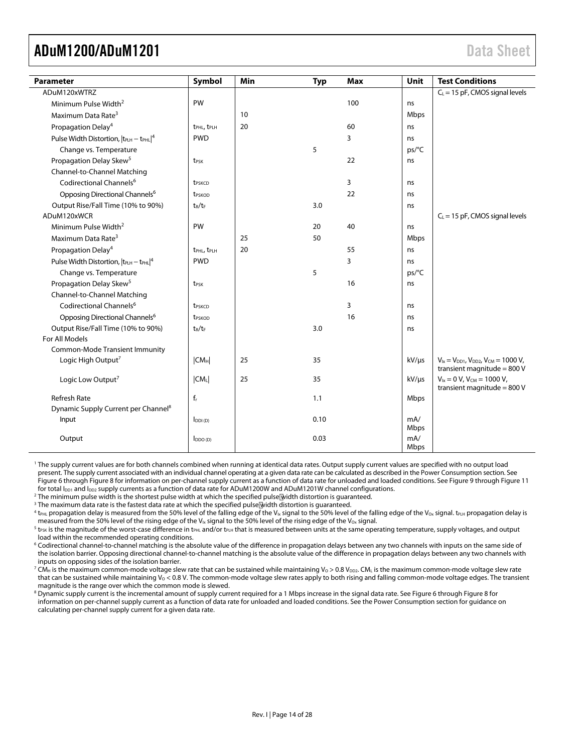| Parameter | Symbol | Min | Typ | Max | Unit | Test Conditions |
|---|---|---|---|---|---|---|
| ADuM120xWTRZ | | | | | | $C_L$ = 15 pF, CMOS signal levels |
| Minimum Pulse Width[2] | PW | | | 100 | ns | |
| Maximum Data Rate[3] | | 10 | | | Mbps | |
| Propagation Delay[4] | $t_{PHL}$, $t_{PLH}$ | 20 | | 60 | ns | |
| Pulse Width Distortion, $\lvert t_{PLH} - t_{PHL} \rvert$[4] | PWD | | | 3 | ns | |
| Change vs. Temperature | | | 5 | | ps/°C | |
| Propagation Delay Skew[5] | $t_{PSK}$ | | | 22 | ns | |
| Channel-to-Channel Matching | | | | | | |
| Codirectional Channels[6] | $t_{PSKCD}$ | | | 3 | ns | |
| Opposing Directional Channels[6] | $t_{PSKOD}$ | | | 22 | ns | |
| Output Rise/Fall Time (10% to 90%) | $t_R$/$t_F$ | | 3.0 | | ns | |
| ADuM120xWCR | | | | | | $C_L$ = 15 pF, CMOS signal levels |
| Minimum Pulse Width[2] | PW | | 20 | 40 | ns | |
| Maximum Data Rate[3] | | 25 | 50 | | Mbps | |
| Propagation Delay[4] | $t_{PHL}$, $t_{PLH}$ | 20 | | 55 | ns | |
| Pulse Width Distortion, $\lvert t_{PLH} - t_{PHL} \rvert$[4] | PWD | | | 3 | ns | |
| Change vs. Temperature | | | 5 | | ps/°C | |
| Propagation Delay Skew[5] | $t_{PSK}$ | | | 16 | ns | |
| Channel-to-Channel Matching | | | | | | |
| Codirectional Channels[6] | $t_{PSKCD}$ | | | 3 | ns | |
| Opposing Directional Channels[6] | $t_{PSKOD}$ | | | 16 | ns | |
| Output Rise/Fall Time (10% to 90%) | $t_R$/$t_F$ | | 3.0 | | ns | |
| For All Models | | | | | | |
| Common-Mode Transient Immunity | | | | | | |
| Logic High Output[7] | $\lvert CM_H \rvert$ | 25 | 35 | | kV/μs | $V_{Ix} = V_{DD1}$, $V_{DD2}$, $V_{CM}$ = 1000 V, transient magnitude = 800 V |
| Logic Low Output[7] | $\lvert CM_L \rvert$ | 25 | 35 | | kV/μs | $V_{Ix}$ = 0 V, $V_{CM}$ = 1000 V, transient magnitude = 800 V |
| Refresh Rate | $f_r$ | | 1.1 | | Mbps | |
| Dynamic Supply Current per Channel[8] | | | | | | |
| Input | $I_{DDI\,(D)}$ | | 0.10 | | mA/Mbps | |
| Output | $I_{DDO\,(D)}$ | | 0.03 | | mA/Mbps | |

[1] The supply current values are for both channels combined when running at identical data rates. Output supply current values are specified with no output load present. The supply current associated with an individual channel operating at a given data rate can be calculated as described in the Power Consumption section. See Figure 6 through Figure 8 for information on per-channel supply current as a function of data rate for unloaded and loaded conditions. See Figure 9 through Figure 11 for total $I_{DD1}$ and $I_{DD2}$ supply currents as a function of data rate for ADuM1200W and ADuM1201W channel configurations.

[2] The minimum pulse width is the shortest pulse width at which the specified pulse width distortion is guaranteed.

[3] The maximum data rate is the fastest data rate at which the specified pulse width distortion is guaranteed.

[4] $t_{PHL}$ propagation delay is measured from the 50% level of the falling edge of the $V_{Ix}$ signal to the 50% level of the falling edge of the $V_{Ox}$ signal. $t_{PLH}$ propagation delay is measured from the 50% level of the rising edge of the $V_{Ix}$ signal to the 50% level of the rising edge of the $V_{Ox}$ signal.

[5] $t_{PSK}$ is the magnitude of the worst-case difference in $t_{PHL}$ and/or $t_{PLH}$ that is measured between units at the same operating temperature, supply voltages, and output load within the recommended operating conditions.

[6] Codirectional channel-to-channel matching is the absolute value of the difference in propagation delays between any two channels with inputs on the same side of the isolation barrier. Opposing directional channel-to-channel matching is the absolute value of the difference in propagation delays between any two channels with inputs on opposing sides of the isolation barrier.

[7] $CM_H$ is the maximum common-mode voltage slew rate that can be sustained while maintaining $V_O > 0.8\ V_{DD2}$. $CM_L$ is the maximum common-mode voltage slew rate that can be sustained while maintaining $V_O < 0.8$ V. The common-mode voltage slew rates apply to both rising and falling common-mode voltage edges. The transient magnitude is the range over which the common mode is slewed.

[8] Dynamic supply current is the incremental amount of supply current required for a 1 Mbps increase in the signal data rate. See Figure 6 through Figure 8 for information on per-channel supply current as a function of data rate for unloaded and loaded conditions. See the Power Consumption section for guidance on calculating per-channel supply current for a given data rate.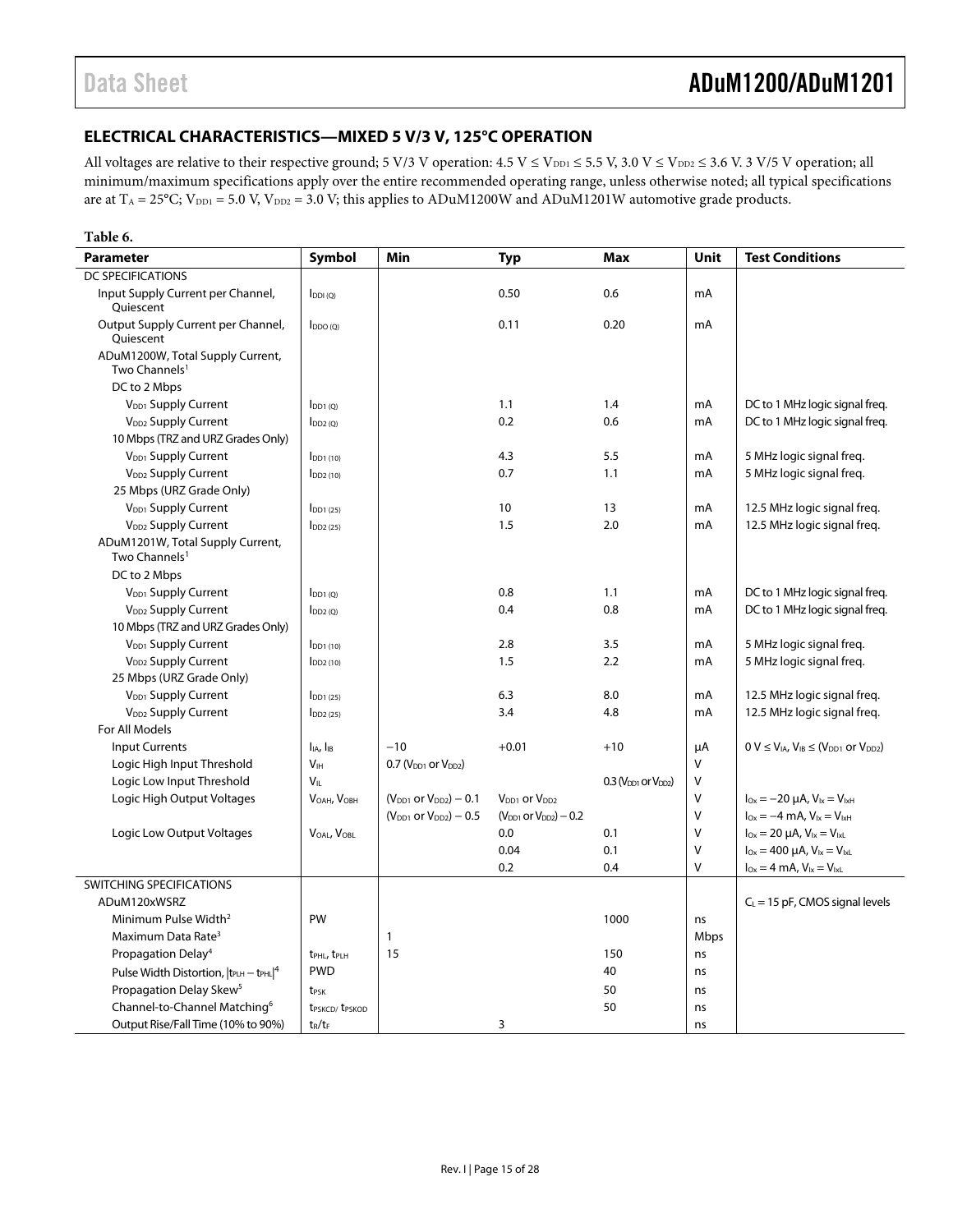## ELECTRICAL CHARACTERISTICS—MIXED 5 V/3 V, 125°C OPERATION

All voltages are relative to their respective ground; 5 V/3 V operation: 4.5 V ≤ $V_{DD1}$ ≤ 5.5 V, 3.0 V ≤ $V_{DD2}$ ≤ 3.6 V. 3 V/5 V operation; all minimum/maximum specifications apply over the entire recommended operating range, unless otherwise noted; all typical specifications are at $T_A$ = 25°C; $V_{DD1}$ = 5.0 V, $V_{DD2}$ = 3.0 V; this applies to ADuM1200W and ADuM1201W automotive grade products.

**Table 6.**

| Parameter | Symbol | Min | Typ | Max | Unit | Test Conditions |
|---|---|---|---|---|---|---|
| DC SPECIFICATIONS | | | | | | |
| Input Supply Current per Channel, Quiescent | $I_{DDI (Q)}$ | | 0.50 | 0.6 | mA | |
| Output Supply Current per Channel, Quiescent | $I_{DDO (Q)}$ | | 0.11 | 0.20 | mA | |
| ADuM1200W, Total Supply Current, Two Channels[1] | | | | | | |
| DC to 2 Mbps | | | | | | |
| $V_{DD1}$ Supply Current | $I_{DD1 (Q)}$ | | 1.1 | 1.4 | mA | DC to 1 MHz logic signal freq. |
| $V_{DD2}$ Supply Current | $I_{DD2 (Q)}$ | | 0.2 | 0.6 | mA | DC to 1 MHz logic signal freq. |
| 10 Mbps (TRZ and URZ Grades Only) | | | | | | |
| $V_{DD1}$ Supply Current | $I_{DD1 (10)}$ | | 4.3 | 5.5 | mA | 5 MHz logic signal freq. |
| $V_{DD2}$ Supply Current | $I_{DD2 (10)}$ | | 0.7 | 1.1 | mA | 5 MHz logic signal freq. |
| 25 Mbps (URZ Grade Only) | | | | | | |
| $V_{DD1}$ Supply Current | $I_{DD1 (25)}$ | | 10 | 13 | mA | 12.5 MHz logic signal freq. |
| $V_{DD2}$ Supply Current | $I_{DD2 (25)}$ | | 1.5 | 2.0 | mA | 12.5 MHz logic signal freq. |
| ADuM1201W, Total Supply Current, Two Channels[1] | | | | | | |
| DC to 2 Mbps | | | | | | |
| $V_{DD1}$ Supply Current | $I_{DD1 (Q)}$ | | 0.8 | 1.1 | mA | DC to 1 MHz logic signal freq. |
| $V_{DD2}$ Supply Current | $I_{DD2 (Q)}$ | | 0.4 | 0.8 | mA | DC to 1 MHz logic signal freq. |
| 10 Mbps (TRZ and URZ Grades Only) | | | | | | |
| $V_{DD1}$ Supply Current | $I_{DD1 (10)}$ | | 2.8 | 3.5 | mA | 5 MHz logic signal freq. |
| $V_{DD2}$ Supply Current | $I_{DD2 (10)}$ | | 1.5 | 2.2 | mA | 5 MHz logic signal freq. |
| 25 Mbps (URZ Grade Only) | | | | | | |
| $V_{DD1}$ Supply Current | $I_{DD1 (25)}$ | | 6.3 | 8.0 | mA | 12.5 MHz logic signal freq. |
| $V_{DD2}$ Supply Current | $I_{DD2 (25)}$ | | 3.4 | 4.8 | mA | 12.5 MHz logic signal freq. |
| For All Models | | | | | | |
| Input Currents | $I_{IA}$, $I_{IB}$ | −10 | +0.01 | +10 | µA | 0 V ≤ $V_{IA}$, $V_{IB}$ ≤ ($V_{DD1}$ or $V_{DD2}$) |
| Logic High Input Threshold | $V_{IH}$ | 0.7 ($V_{DD1}$ or $V_{DD2}$) | | | V | |
| Logic Low Input Threshold | $V_{IL}$ | | | 0.3 ($V_{DD1}$ or $V_{DD2}$) | V | |
| Logic High Output Voltages | $V_{OAH}$, $V_{OBH}$ | ($V_{DD1}$ or $V_{DD2}$) − 0.1 | $V_{DD1}$ or $V_{DD2}$ | | V | $I_{Ox}$ = −20 µA, $V_{Ix}$ = $V_{IxH}$ |
| | | ($V_{DD1}$ or $V_{DD2}$) − 0.5 | ($V_{DD1}$ or $V_{DD2}$) − 0.2 | | V | $I_{Ox}$ = −4 mA, $V_{Ix}$ = $V_{IxH}$ |
| Logic Low Output Voltages | $V_{OAL}$, $V_{OBL}$ | | 0.0 | 0.1 | V | $I_{Ox}$ = 20 µA, $V_{Ix}$ = $V_{IxL}$ |
| | | | 0.04 | 0.1 | V | $I_{Ox}$ = 400 µA, $V_{Ix}$ = $V_{IxL}$ |
| | | | 0.2 | 0.4 | V | $I_{Ox}$ = 4 mA, $V_{Ix}$ = $V_{IxL}$ |
| SWITCHING SPECIFICATIONS | | | | | | |
| ADuM120xWSRZ | | | | | | $C_L$ = 15 pF, CMOS signal levels |
| Minimum Pulse Width[2] | PW | | | 1000 | ns | |
| Maximum Data Rate[3] | | 1 | | | Mbps | |
| Propagation Delay[4] | $t_{PHL}$, $t_{PLH}$ | 15 | | 150 | ns | |
| Pulse Width Distortion, $\lvert t_{PLH} - t_{PHL}\rvert$[4] | PWD | | | 40 | ns | |
| Propagation Delay Skew[5] | $t_{PSK}$ | | | 50 | ns | |
| Channel-to-Channel Matching[6] | $t_{PSKCD}$/ $t_{PSKOD}$ | | | 50 | ns | |
| Output Rise/Fall Time (10% to 90%) | $t_R$/$t_F$ | | 3 | | ns | |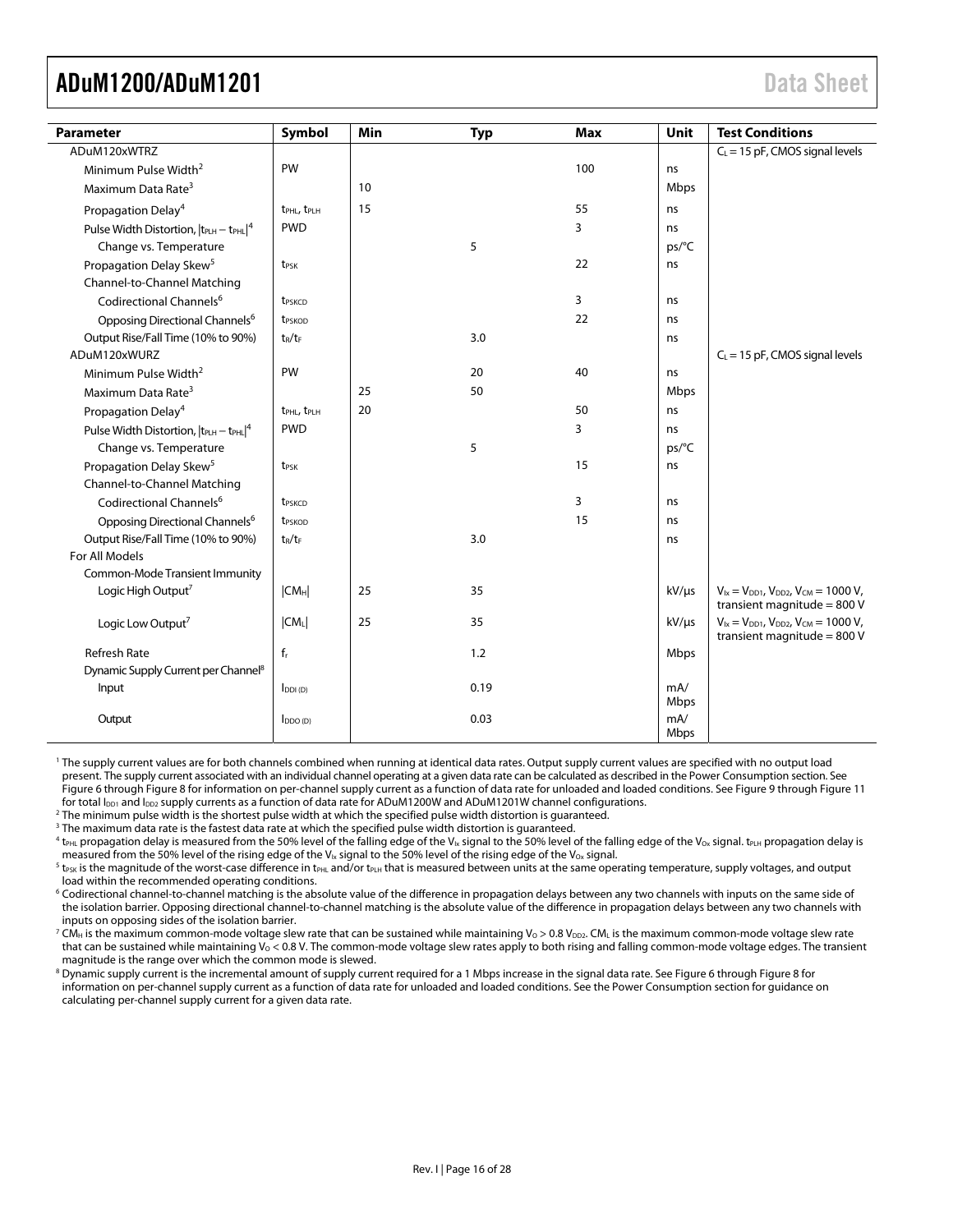| Parameter | Symbol | Min | Typ | Max | Unit | Test Conditions |
|---|---|---|---|---|---|---|
| ADuM120xWTRZ | | | | | | $C_L$ = 15 pF, CMOS signal levels |
| Minimum Pulse Width[2] | PW | | | 100 | ns | |
| Maximum Data Rate[3] | | 10 | | | Mbps | |
| Propagation Delay[4] | $t_{PHL}$, $t_{PLH}$ | 15 | | 55 | ns | |
| Pulse Width Distortion, $\lvert t_{PLH} - t_{PHL} \rvert$[4] | PWD | | | 3 | ns | |
| Change vs. Temperature | | | 5 | | ps/°C | |
| Propagation Delay Skew[5] | $t_{PSK}$ | | | 22 | ns | |
| Channel-to-Channel Matching | | | | | | |
| Codirectional Channels[6] | $t_{PSKCD}$ | | | 3 | ns | |
| Opposing Directional Channels[6] | $t_{PSKOD}$ | | | 22 | ns | |
| Output Rise/Fall Time (10% to 90%) | $t_R/t_F$ | | 3.0 | | ns | |
| ADuM120xWURZ | | | | | | $C_L$ = 15 pF, CMOS signal levels |
| Minimum Pulse Width[2] | PW | | 20 | 40 | ns | |
| Maximum Data Rate[3] | | 25 | 50 | | Mbps | |
| Propagation Delay[4] | $t_{PHL}$, $t_{PLH}$ | 20 | | 50 | ns | |
| Pulse Width Distortion, $\lvert t_{PLH} - t_{PHL} \rvert$[4] | PWD | | | 3 | ns | |
| Change vs. Temperature | | | 5 | | ps/°C | |
| Propagation Delay Skew[5] | $t_{PSK}$ | | | 15 | ns | |
| Channel-to-Channel Matching | | | | | | |
| Codirectional Channels[6] | $t_{PSKCD}$ | | | 3 | ns | |
| Opposing Directional Channels[6] | $t_{PSKOD}$ | | | 15 | ns | |
| Output Rise/Fall Time (10% to 90%) | $t_R/t_F$ | | 3.0 | | ns | |
| For All Models | | | | | | |
| Common-Mode Transient Immunity | | | | | | |
| Logic High Output[7] | $\lvert CM_H \rvert$ | 25 | 35 | | kV/µs | $V_{Ix} = V_{DD1}$, $V_{DD2}$, $V_{CM}$ = 1000 V, transient magnitude = 800 V |
| Logic Low Output[7] | $\lvert CM_L \rvert$ | 25 | 35 | | kV/µs | $V_{Ix} = V_{DD1}$, $V_{DD2}$, $V_{CM}$ = 1000 V, transient magnitude = 800 V |
| Refresh Rate | $f_r$ | | 1.2 | | Mbps | |
| Dynamic Supply Current per Channel[8] | | | | | | |
| Input | $I_{DDI\,(D)}$ | | 0.19 | | mA/Mbps | |
| Output | $I_{DDO\,(D)}$ | | 0.03 | | mA/Mbps | |

[1] The supply current values are for both channels combined when running at identical data rates. Output supply current values are specified with no output load present. The supply current associated with an individual channel operating at a given data rate can be calculated as described in the Power Consumption section. See Figure 6 through Figure 8 for information on per-channel supply current as a function of data rate for unloaded and loaded conditions. See Figure 9 through Figure 11 for total $I_{DD1}$ and $I_{DD2}$ supply currents as a function of data rate for ADuM1200W and ADuM1201W channel configurations.

[2] The minimum pulse width is the shortest pulse width at which the specified pulse width distortion is guaranteed.

[3] The maximum data rate is the fastest data rate at which the specified pulse width distortion is guaranteed.

[4] $t_{PHL}$ propagation delay is measured from the 50% level of the falling edge of the $V_{Ix}$ signal to the 50% level of the falling edge of the $V_{Ox}$ signal. $t_{PLH}$ propagation delay is measured from the 50% level of the rising edge of the $V_{Ix}$ signal to the 50% level of the rising edge of the $V_{Ox}$ signal.

[5] $t_{PSK}$ is the magnitude of the worst-case difference in $t_{PHL}$ and/or $t_{PLH}$ that is measured between units at the same operating temperature, supply voltages, and output load within the recommended operating conditions.

[6] Codirectional channel-to-channel matching is the absolute value of the difference in propagation delays between any two channels with inputs on the same side of the isolation barrier. Opposing directional channel-to-channel matching is the absolute value of the difference in propagation delays between any two channels with inputs on opposing sides of the isolation barrier.

[7] $CM_H$ is the maximum common-mode voltage slew rate that can be sustained while maintaining $V_O > 0.8\ V_{DD2}$. $CM_L$ is the maximum common-mode voltage slew rate that can be sustained while maintaining $V_O < 0.8$ V. The common-mode voltage slew rates apply to both rising and falling common-mode voltage edges. The transient magnitude is the range over which the common mode is slewed.

[8] Dynamic supply current is the incremental amount of supply current required for a 1 Mbps increase in the signal data rate. See Figure 6 through Figure 8 for information on per-channel supply current as a function of data rate for unloaded and loaded conditions. See the Power Consumption section for guidance on calculating per-channel supply current for a given data rate.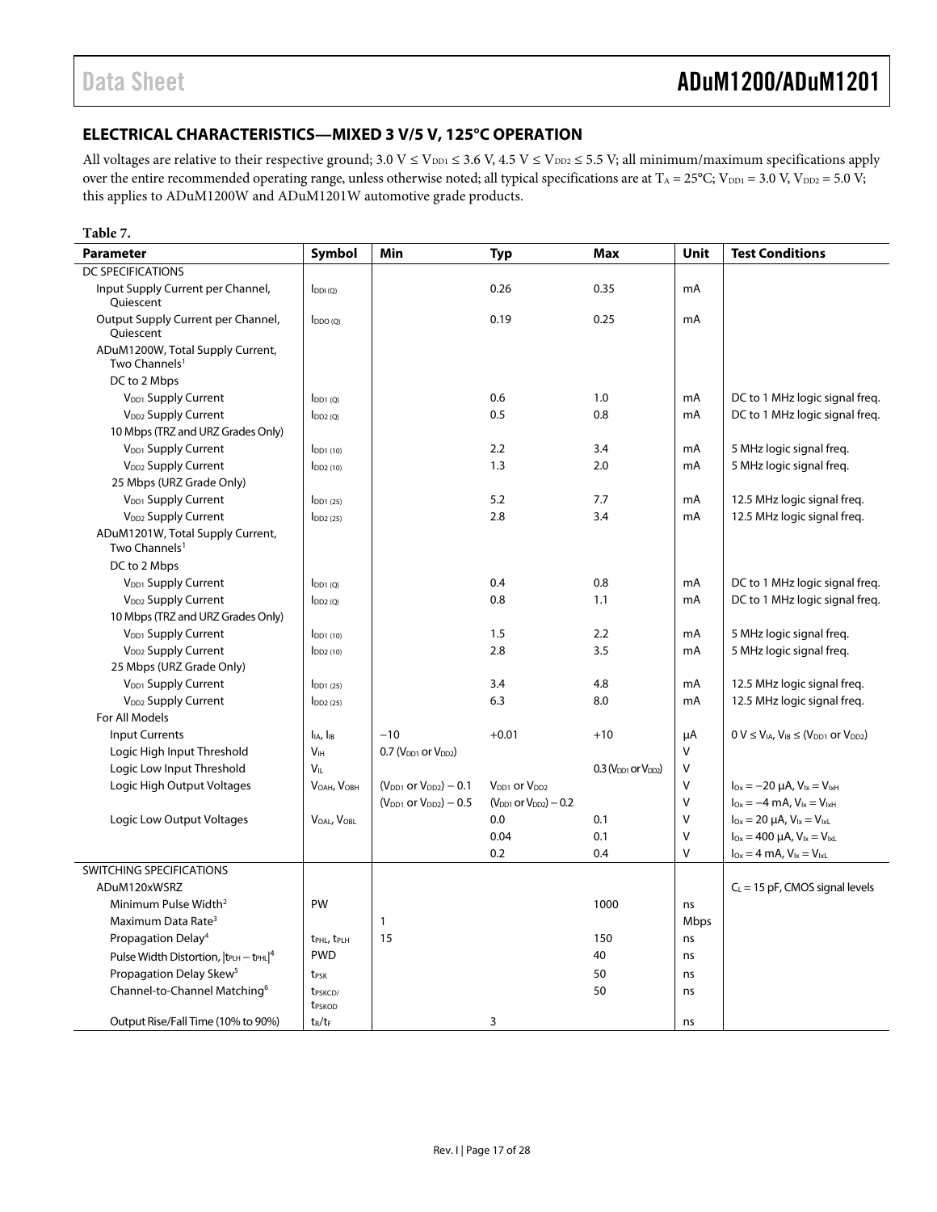## ELECTRICAL CHARACTERISTICS—MIXED 3 V/5 V, 125°C OPERATION

All voltages are relative to their respective ground; 3.0 V ≤ $V_{DD1}$ ≤ 3.6 V, 4.5 V ≤ $V_{DD2}$ ≤ 5.5 V; all minimum/maximum specifications apply over the entire recommended operating range, unless otherwise noted; all typical specifications are at $T_A$ = 25°C; $V_{DD1}$ = 3.0 V, $V_{DD2}$ = 5.0 V; this applies to ADuM1200W and ADuM1201W automotive grade products.

**Table 7.**

| Parameter | Symbol | Min | Typ | Max | Unit | Test Conditions |
|---|---|---|---|---|---|---|
| DC SPECIFICATIONS | | | | | | |
| Input Supply Current per Channel, Quiescent | $I_{DDI (Q)}$ | | 0.26 | 0.35 | mA | |
| Output Supply Current per Channel, Quiescent | $I_{DDO (Q)}$ | | 0.19 | 0.25 | mA | |
| ADuM1200W, Total Supply Current, Two Channels[1] | | | | | | |
| DC to 2 Mbps | | | | | | |
| $V_{DD1}$ Supply Current | $I_{DD1 (Q)}$ | | 0.6 | 1.0 | mA | DC to 1 MHz logic signal freq. |
| $V_{DD2}$ Supply Current | $I_{DD2 (Q)}$ | | 0.5 | 0.8 | mA | DC to 1 MHz logic signal freq. |
| 10 Mbps (TRZ and URZ Grades Only) | | | | | | |
| $V_{DD1}$ Supply Current | $I_{DD1 (10)}$ | | 2.2 | 3.4 | mA | 5 MHz logic signal freq. |
| $V_{DD2}$ Supply Current | $I_{DD2 (10)}$ | | 1.3 | 2.0 | mA | 5 MHz logic signal freq. |
| 25 Mbps (URZ Grade Only) | | | | | | |
| $V_{DD1}$ Supply Current | $I_{DD1 (25)}$ | | 5.2 | 7.7 | mA | 12.5 MHz logic signal freq. |
| $V_{DD2}$ Supply Current | $I_{DD2 (25)}$ | | 2.8 | 3.4 | mA | 12.5 MHz logic signal freq. |
| ADuM1201W, Total Supply Current, Two Channels[1] | | | | | | |
| DC to 2 Mbps | | | | | | |
| $V_{DD1}$ Supply Current | $I_{DD1 (Q)}$ | | 0.4 | 0.8 | mA | DC to 1 MHz logic signal freq. |
| $V_{DD2}$ Supply Current | $I_{DD2 (Q)}$ | | 0.8 | 1.1 | mA | DC to 1 MHz logic signal freq. |
| 10 Mbps (TRZ and URZ Grades Only) | | | | | | |
| $V_{DD1}$ Supply Current | $I_{DD1 (10)}$ | | 1.5 | 2.2 | mA | 5 MHz logic signal freq. |
| $V_{DD2}$ Supply Current | $I_{DD2 (10)}$ | | 2.8 | 3.5 | mA | 5 MHz logic signal freq. |
| 25 Mbps (URZ Grade Only) | | | | | | |
| $V_{DD1}$ Supply Current | $I_{DD1 (25)}$ | | 3.4 | 4.8 | mA | 12.5 MHz logic signal freq. |
| $V_{DD2}$ Supply Current | $I_{DD2 (25)}$ | | 6.3 | 8.0 | mA | 12.5 MHz logic signal freq. |
| For All Models | | | | | | |
| Input Currents | $I_{IA}$, $I_{IB}$ | −10 | +0.01 | +10 | μA | 0 V ≤ $V_{IA}$, $V_{IB}$ ≤ ($V_{DD1}$ or $V_{DD2}$) |
| Logic High Input Threshold | $V_{IH}$ | 0.7 ($V_{DD1}$ or $V_{DD2}$) | | | V | |
| Logic Low Input Threshold | $V_{IL}$ | | | 0.3 ($V_{DD1}$ or $V_{DD2}$) | V | |
| Logic High Output Voltages | $V_{OAH}$, $V_{OBH}$ | ($V_{DD1}$ or $V_{DD2}$) − 0.1 | $V_{DD1}$ or $V_{DD2}$ | | V | $I_{Ox}$ = −20 μA, $V_{Ix}$ = $V_{IxH}$ |
| | | ($V_{DD1}$ or $V_{DD2}$) − 0.5 | ($V_{DD1}$ or $V_{DD2}$) − 0.2 | | V | $I_{Ox}$ = −4 mA, $V_{Ix}$ = $V_{IxH}$ |
| Logic Low Output Voltages | $V_{OAL}$, $V_{OBL}$ | | 0.0 | 0.1 | V | $I_{Ox}$ = 20 μA, $V_{Ix}$ = $V_{IxL}$ |
| | | | 0.04 | 0.1 | V | $I_{Ox}$ = 400 μA, $V_{Ix}$ = $V_{IxL}$ |
| | | | 0.2 | 0.4 | V | $I_{Ox}$ = 4 mA, $V_{Ix}$ = $V_{IxL}$ |
| SWITCHING SPECIFICATIONS | | | | | | |
| ADuM120xWSRZ | | | | | | $C_L$ = 15 pF, CMOS signal levels |
| Minimum Pulse Width[2] | PW | | | 1000 | ns | |
| Maximum Data Rate[3] | | 1 | | | Mbps | |
| Propagation Delay[4] | $t_{PHL}$, $t_{PLH}$ | 15 | | 150 | ns | |
| Pulse Width Distortion, $\|t_{PLH} − t_{PHL}\|$[4] | PWD | | | 40 | ns | |
| Propagation Delay Skew[5] | $t_{PSK}$ | | | 50 | ns | |
| Channel-to-Channel Matching[6] | $t_{PSKCD}$/$t_{PSKOD}$ | | | 50 | ns | |
| Output Rise/Fall Time (10% to 90%) | $t_R$/$t_F$ | | 3 | | ns | |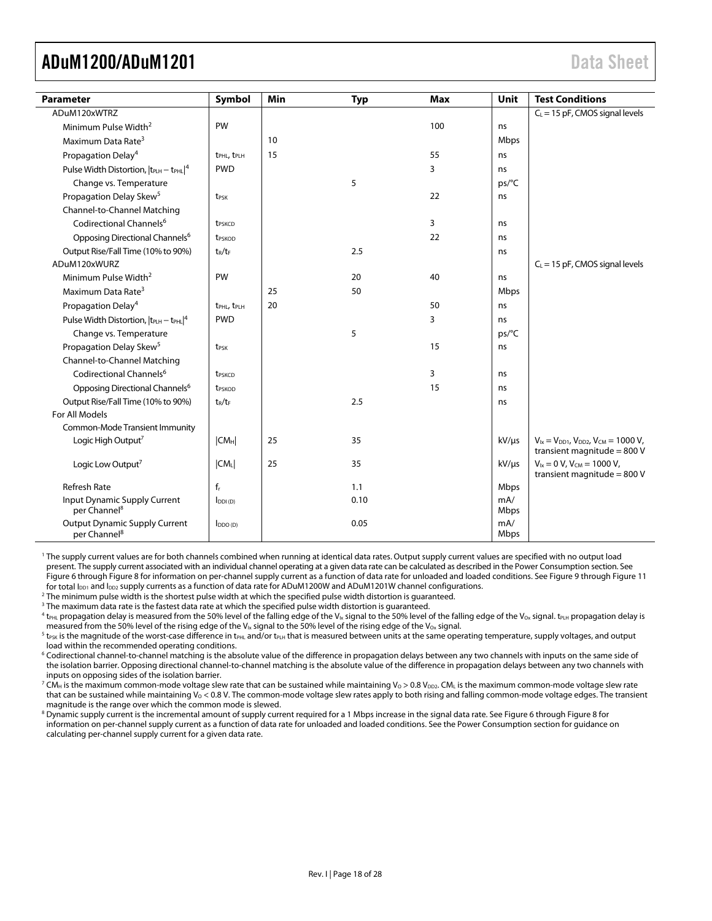| Parameter | Symbol | Min | Typ | Max | Unit | Test Conditions |
|---|---|---|---|---|---|---|
| ADuM120xWTRZ | | | | | | $C_L$ = 15 pF, CMOS signal levels |
| Minimum Pulse Width[2] | PW | | | 100 | ns | |
| Maximum Data Rate[3] | | 10 | | | Mbps | |
| Propagation Delay[4] | $t_{PHL}$, $t_{PLH}$ | 15 | | 55 | ns | |
| Pulse Width Distortion, $\|t_{PLH} - t_{PHL}\|$[4] | PWD | | | 3 | ns | |
| Change vs. Temperature | | | 5 | | ps/°C | |
| Propagation Delay Skew[5] | $t_{PSK}$ | | | 22 | ns | |
| Channel-to-Channel Matching | | | | | | |
| Codirectional Channels[6] | $t_{PSKCD}$ | | | 3 | ns | |
| Opposing Directional Channels[6] | $t_{PSKOD}$ | | | 22 | ns | |
| Output Rise/Fall Time (10% to 90%) | $t_R$/$t_F$ | | 2.5 | | ns | |
| ADuM120xWURZ | | | | | | $C_L$ = 15 pF, CMOS signal levels |
| Minimum Pulse Width[2] | PW | | 20 | 40 | ns | |
| Maximum Data Rate[3] | | 25 | 50 | | Mbps | |
| Propagation Delay[4] | $t_{PHL}$, $t_{PLH}$ | 20 | | 50 | ns | |
| Pulse Width Distortion, $\|t_{PLH} - t_{PHL}\|$[4] | PWD | | | 3 | ns | |
| Change vs. Temperature | | | 5 | | ps/°C | |
| Propagation Delay Skew[5] | $t_{PSK}$ | | | 15 | ns | |
| Channel-to-Channel Matching | | | | | | |
| Codirectional Channels[6] | $t_{PSKCD}$ | | | 3 | ns | |
| Opposing Directional Channels[6] | $t_{PSKOD}$ | | | 15 | ns | |
| Output Rise/Fall Time (10% to 90%) | $t_R$/$t_F$ | | 2.5 | | ns | |
| For All Models | | | | | | |
| Common-Mode Transient Immunity | | | | | | |
| Logic High Output[7] | $\|CM_H\|$ | 25 | 35 | | kV/µs | $V_{Ix} = V_{DD1}$, $V_{DD2}$, $V_{CM}$ = 1000 V, transient magnitude = 800 V |
| Logic Low Output[7] | $\|CM_L\|$ | 25 | 35 | | kV/µs | $V_{Ix}$ = 0 V, $V_{CM}$ = 1000 V, transient magnitude = 800 V |
| Refresh Rate | $f_r$ | | 1.1 | | Mbps | |
| Input Dynamic Supply Current per Channel[8] | $I_{DDI (D)}$ | | 0.10 | | mA/Mbps | |
| Output Dynamic Supply Current per Channel[8] | $I_{DDO (D)}$ | | 0.05 | | mA/Mbps | |

[1] The supply current values are for both channels combined when running at identical data rates. Output supply current values are specified with no output load present. The supply current associated with an individual channel operating at a given data rate can be calculated as described in the Power Consumption section. See Figure 6 through Figure 8 for information on per-channel supply current as a function of data rate for unloaded and loaded conditions. See Figure 9 through Figure 11 for total $I_{DD1}$ and $I_{DD2}$ supply currents as a function of data rate for ADuM1200W and ADuM1201W channel configurations.

[2] The minimum pulse width is the shortest pulse width at which the specified pulse width distortion is guaranteed.

[3] The maximum data rate is the fastest data rate at which the specified pulse width distortion is guaranteed.

[4] $t_{PHL}$ propagation delay is measured from the 50% level of the falling edge of the $V_{Ix}$ signal to the 50% level of the falling edge of the $V_{Ox}$ signal. $t_{PLH}$ propagation delay is measured from the 50% level of the rising edge of the $V_{Ix}$ signal to the 50% level of the rising edge of the $V_{Ox}$ signal.

[5] $t_{PSK}$ is the magnitude of the worst-case difference in $t_{PHL}$ and/or $t_{PLH}$ that is measured between units at the same operating temperature, supply voltages, and output load within the recommended operating conditions.

[6] Codirectional channel-to-channel matching is the absolute value of the difference in propagation delays between any two channels with inputs on the same side of the isolation barrier. Opposing directional channel-to-channel matching is the absolute value of the difference in propagation delays between any two channels with inputs on opposing sides of the isolation barrier.

[7] $CM_H$ is the maximum common-mode voltage slew rate that can be sustained while maintaining $V_O > 0.8 V_{DD2}$. $CM_L$ is the maximum common-mode voltage slew rate that can be sustained while maintaining $V_O < 0.8$ V. The common-mode voltage slew rates apply to both rising and falling common-mode voltage edges. The transient magnitude is the range over which the common mode is slewed.

[8] Dynamic supply current is the incremental amount of supply current required for a 1 Mbps increase in the signal data rate. See Figure 6 through Figure 8 for information on per-channel supply current as a function of data rate for unloaded and loaded conditions. See the Power Consumption section for guidance on calculating per-channel supply current for a given data rate.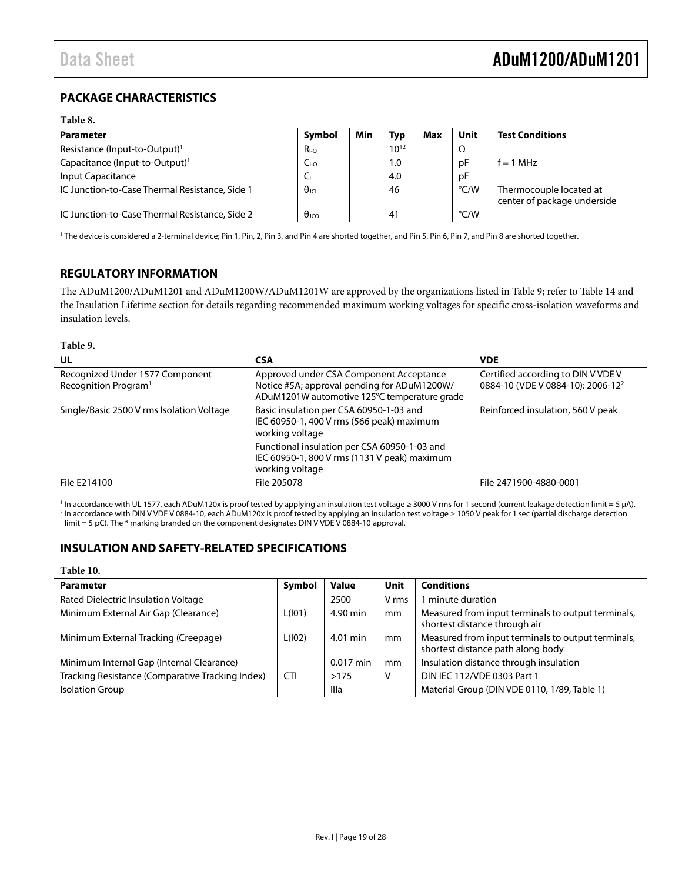## PACKAGE CHARACTERISTICS

**Table 8.**

| Parameter | Symbol | Min | Typ | Max | Unit | Test Conditions |
|---|---|---|---|---|---|---|
| Resistance (Input-to-Output)[1] | $R_{I-O}$ | | $10^{12}$ | | Ω | |
| Capacitance (Input-to-Output)[1] | $C_{I-O}$ | | 1.0 | | pF | f = 1 MHz |
| Input Capacitance | $C_I$ | | 4.0 | | pF | |
| IC Junction-to-Case Thermal Resistance, Side 1 | $\theta_{JCI}$ | | 46 | | °C/W | Thermocouple located at center of package underside |
| IC Junction-to-Case Thermal Resistance, Side 2 | $\theta_{JCO}$ | | 41 | | °C/W | |

[1] The device is considered a 2-terminal device; Pin 1, Pin, 2, Pin 3, and Pin 4 are shorted together, and Pin 5, Pin 6, Pin 7, and Pin 8 are shorted together.

## REGULATORY INFORMATION

The ADuM1200/ADuM1201 and ADuM1200W/ADuM1201W are approved by the organizations listed in Table 9; refer to Table 14 and the Insulation Lifetime section for details regarding recommended maximum working voltages for specific cross-isolation waveforms and insulation levels.

**Table 9.**

| UL | CSA | VDE |
|---|---|---|
| Recognized Under 1577 Component Recognition Program[1] | Approved under CSA Component Acceptance Notice #5A; approval pending for ADuM1200W/ ADuM1201W automotive 125°C temperature grade | Certified according to DIN V VDE V 0884-10 (VDE V 0884-10): 2006-12[2] |
| Single/Basic 2500 V rms Isolation Voltage | Basic insulation per CSA 60950-1-03 and IEC 60950-1, 400 V rms (566 peak) maximum working voltage | Reinforced insulation, 560 V peak |
| | Functional insulation per CSA 60950-1-03 and IEC 60950-1, 800 V rms (1131 V peak) maximum working voltage | |
| File E214100 | File 205078 | File 2471900-4880-0001 |

[1] In accordance with UL 1577, each ADuM120x is proof tested by applying an insulation test voltage ≥ 3000 V rms for 1 second (current leakage detection limit = 5 µA).
[2] In accordance with DIN V VDE V 0884-10, each ADuM120x is proof tested by applying an insulation test voltage ≥ 1050 V peak for 1 sec (partial discharge detection limit = 5 pC). The * marking branded on the component designates DIN V VDE V 0884-10 approval.

## INSULATION AND SAFETY-RELATED SPECIFICATIONS

**Table 10.**

| Parameter | Symbol | Value | Unit | Conditions |
|---|---|---|---|---|
| Rated Dielectric Insulation Voltage | | 2500 | V rms | 1 minute duration |
| Minimum External Air Gap (Clearance) | L(I01) | 4.90 min | mm | Measured from input terminals to output terminals, shortest distance through air |
| Minimum External Tracking (Creepage) | L(I02) | 4.01 min | mm | Measured from input terminals to output terminals, shortest distance path along body |
| Minimum Internal Gap (Internal Clearance) | | 0.017 min | mm | Insulation distance through insulation |
| Tracking Resistance (Comparative Tracking Index) | CTI | >175 | V | DIN IEC 112/VDE 0303 Part 1 |
| Isolation Group | | IIIa | | Material Group (DIN VDE 0110, 1/89, Table 1) |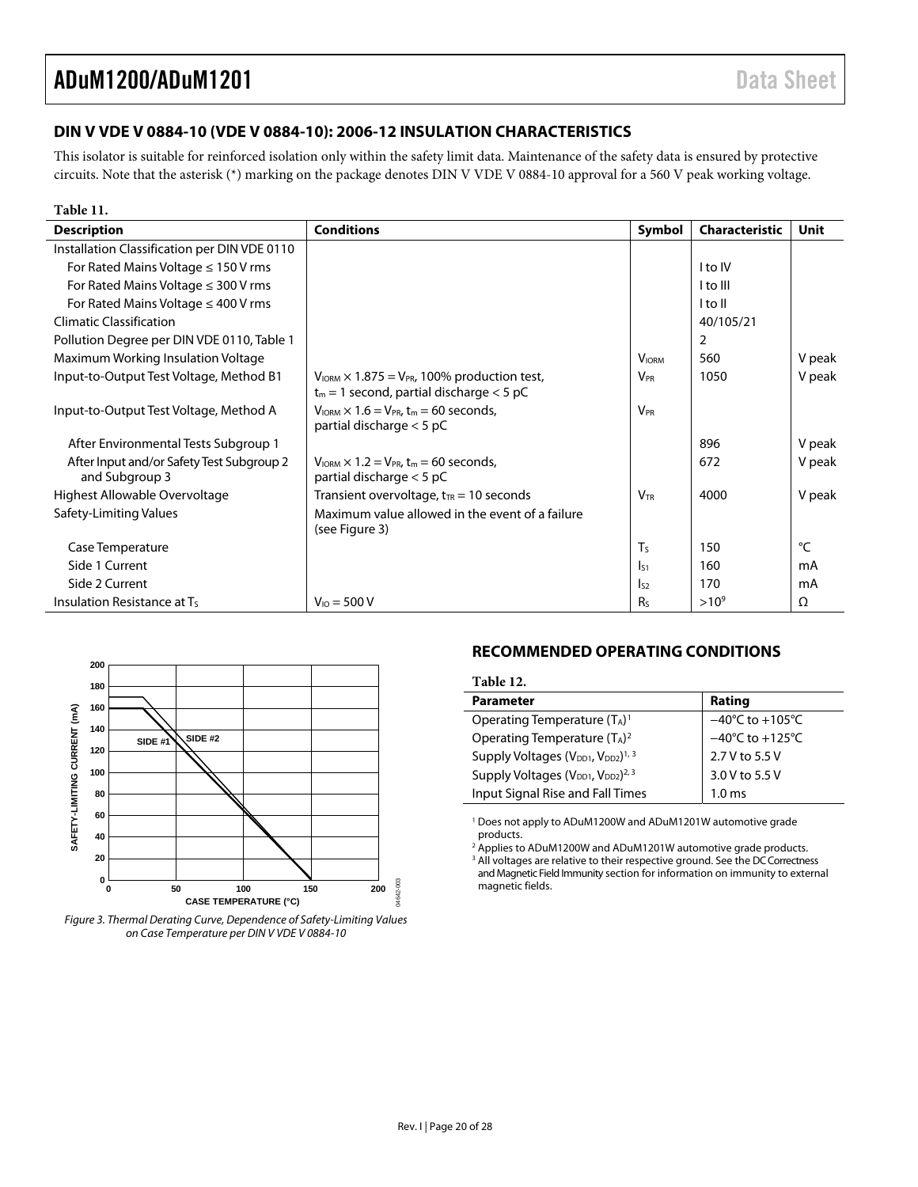## DIN V VDE V 0884-10 (VDE V 0884-10): 2006-12 INSULATION CHARACTERISTICS

This isolator is suitable for reinforced isolation only within the safety limit data. Maintenance of the safety data is ensured by protective circuits. Note that the asterisk (*) marking on the package denotes DIN V VDE V 0884-10 approval for a 560 V peak working voltage.

**Table 11.**

| Description | Conditions | Symbol | Characteristic | Unit |
|---|---|---|---|---|
| Installation Classification per DIN VDE 0110 | | | | |
| For Rated Mains Voltage ≤ 150 V rms | | | I to IV | |
| For Rated Mains Voltage ≤ 300 V rms | | | I to III | |
| For Rated Mains Voltage ≤ 400 V rms | | | I to II | |
| Climatic Classification | | | 40/105/21 | |
| Pollution Degree per DIN VDE 0110, Table 1 | | | 2 | |
| Maximum Working Insulation Voltage | | $V_{IORM}$ | 560 | V peak |
| Input-to-Output Test Voltage, Method B1 | $V_{IORM} \times 1.875 = V_{PR}$, 100% production test, $t_m$ = 1 second, partial discharge < 5 pC | $V_{PR}$ | 1050 | V peak |
| Input-to-Output Test Voltage, Method A | $V_{IORM} \times 1.6 = V_{PR}$, $t_m$ = 60 seconds, partial discharge < 5 pC | $V_{PR}$ | | |
| After Environmental Tests Subgroup 1 | | | 896 | V peak |
| After Input and/or Safety Test Subgroup 2 and Subgroup 3 | $V_{IORM} \times 1.2 = V_{PR}$, $t_m$ = 60 seconds, partial discharge < 5 pC | | 672 | V peak |
| Highest Allowable Overvoltage | Transient overvoltage, $t_{TR}$ = 10 seconds | $V_{TR}$ | 4000 | V peak |
| Safety-Limiting Values | Maximum value allowed in the event of a failure (see Figure 3) | | | |
| Case Temperature | | $T_S$ | 150 | °C |
| Side 1 Current | | $I_{S1}$ | 160 | mA |
| Side 2 Current | | $I_{S2}$ | 170 | mA |
| Insulation Resistance at $T_S$ | $V_{IO}$ = 500 V | $R_S$ | $>10^9$ | Ω |

*Figure 3. Thermal Derating Curve, Dependence of Safety-Limiting Values on Case Temperature per DIN V VDE V 0884-10*

## RECOMMENDED OPERATING CONDITIONS

**Table 12.**

| Parameter | Rating |
|---|---|
| Operating Temperature ($T_A$)[1] | −40°C to +105°C |
| Operating Temperature ($T_A$)[2] | −40°C to +125°C |
| Supply Voltages ($V_{DD1}$, $V_{DD2}$)[1, 3] | 2.7 V to 5.5 V |
| Supply Voltages ($V_{DD1}$, $V_{DD2}$)[2, 3] | 3.0 V to 5.5 V |
| Input Signal Rise and Fall Times | 1.0 ms |

[1] Does not apply to ADuM1200W and ADuM1201W automotive grade products.
[2] Applies to ADuM1200W and ADuM1201W automotive grade products.
[3] All voltages are relative to their respective ground. See the DC Correctness and Magnetic Field Immunity section for information on immunity to external magnetic fields.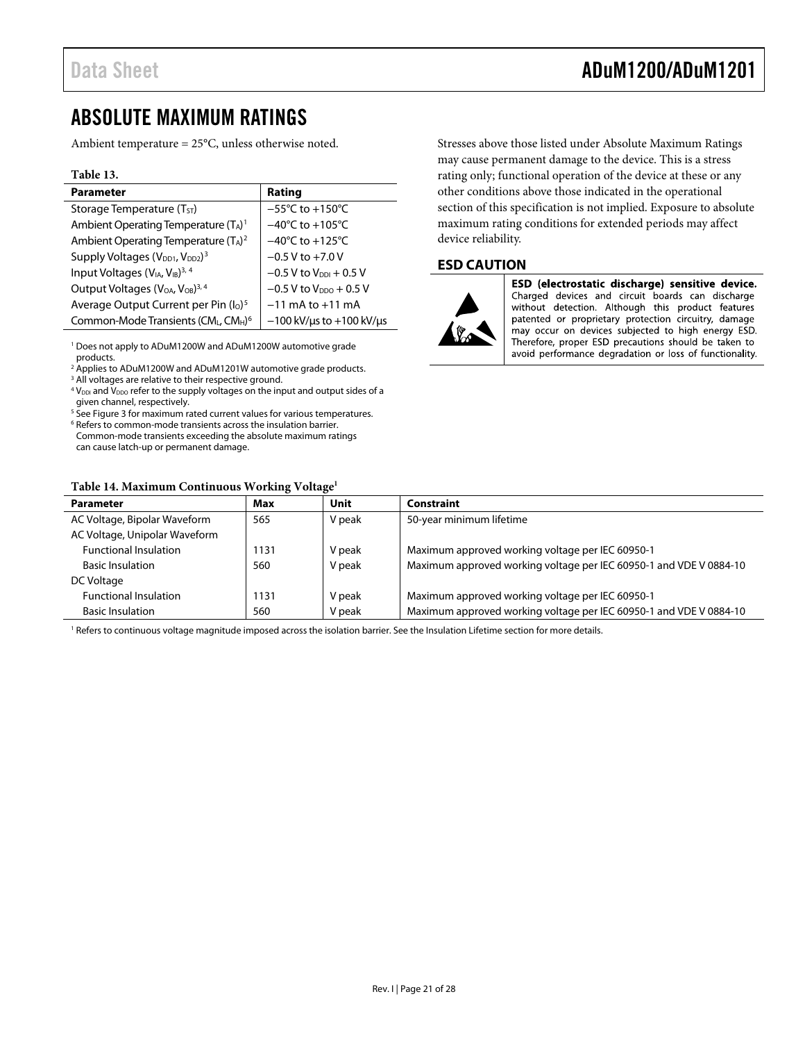# ABSOLUTE MAXIMUM RATINGS

Ambient temperature = 25°C, unless otherwise noted.

**Table 13.**

| Parameter | Rating |
|---|---|
| Storage Temperature ($T_{ST}$) | −55°C to +150°C |
| Ambient Operating Temperature ($T_A$)[1] | −40°C to +105°C |
| Ambient Operating Temperature ($T_A$)[2] | −40°C to +125°C |
| Supply Voltages ($V_{DD1}$, $V_{DD2}$)[3] | −0.5 V to +7.0 V |
| Input Voltages ($V_{IA}$, $V_{IB}$)[3, 4] | −0.5 V to $V_{DDI}$ + 0.5 V |
| Output Voltages ($V_{OA}$, $V_{OB}$)[3, 4] | −0.5 V to $V_{DDO}$ + 0.5 V |
| Average Output Current per Pin ($I_O$)[5] | −11 mA to +11 mA |
| Common-Mode Transients ($CM_L$, $CM_H$)[6] | −100 kV/µs to +100 kV/µs |

[1] Does not apply to ADuM1200W and ADuM1200W automotive grade products.
[2] Applies to ADuM1200W and ADuM1201W automotive grade products.
[3] All voltages are relative to their respective ground.
[4] $V_{DDI}$ and $V_{DDO}$ refer to the supply voltages on the input and output sides of a given channel, respectively.
[5] See Figure 3 for maximum rated current values for various temperatures.
[6] Refers to common-mode transients across the insulation barrier. Common-mode transients exceeding the absolute maximum ratings can cause latch-up or permanent damage.

Stresses above those listed under Absolute Maximum Ratings may cause permanent damage to the device. This is a stress rating only; functional operation of the device at these or any other conditions above those indicated in the operational section of this specification is not implied. Exposure to absolute maximum rating conditions for extended periods may affect device reliability.

## ESD CAUTION

**ESD (electrostatic discharge) sensitive device.** Charged devices and circuit boards can discharge without detection. Although this product features patented or proprietary protection circuitry, damage may occur on devices subjected to high energy ESD. Therefore, proper ESD precautions should be taken to avoid performance degradation or loss of functionality.

**Table 14. Maximum Continuous Working Voltage[1]**

| Parameter | Max | Unit | Constraint |
|---|---|---|---|
| AC Voltage, Bipolar Waveform | 565 | V peak | 50-year minimum lifetime |
| AC Voltage, Unipolar Waveform | | | |
| Functional Insulation | 1131 | V peak | Maximum approved working voltage per IEC 60950-1 |
| Basic Insulation | 560 | V peak | Maximum approved working voltage per IEC 60950-1 and VDE V 0884-10 |
| DC Voltage | | | |
| Functional Insulation | 1131 | V peak | Maximum approved working voltage per IEC 60950-1 |
| Basic Insulation | 560 | V peak | Maximum approved working voltage per IEC 60950-1 and VDE V 0884-10 |

[1] Refers to continuous voltage magnitude imposed across the isolation barrier. See the Insulation Lifetime section for more details.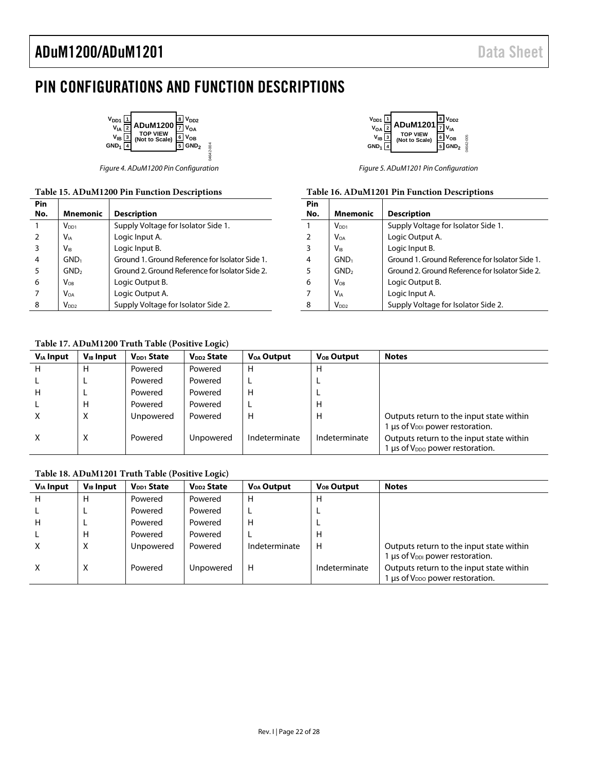# PIN CONFIGURATIONS AND FUNCTION DESCRIPTIONS

Figure 4. ADuM1200 Pin Configuration

Figure 5. ADuM1201 Pin Configuration

**Table 15. ADuM1200 Pin Function Descriptions**

| Pin No. | Mnemonic | Description |
|---|---|---|
| 1 | $V_{DD1}$ | Supply Voltage for Isolator Side 1. |
| 2 | $V_{IA}$ | Logic Input A. |
| 3 | $V_{IB}$ | Logic Input B. |
| 4 | $GND_1$ | Ground 1. Ground Reference for Isolator Side 1. |
| 5 | $GND_2$ | Ground 2. Ground Reference for Isolator Side 2. |
| 6 | $V_{OB}$ | Logic Output B. |
| 7 | $V_{OA}$ | Logic Output A. |
| 8 | $V_{DD2}$ | Supply Voltage for Isolator Side 2. |

**Table 16. ADuM1201 Pin Function Descriptions**

| Pin No. | Mnemonic | Description |
|---|---|---|
| 1 | $V_{DD1}$ | Supply Voltage for Isolator Side 1. |
| 2 | $V_{OA}$ | Logic Output A. |
| 3 | $V_{IB}$ | Logic Input B. |
| 4 | $GND_1$ | Ground 1. Ground Reference for Isolator Side 1. |
| 5 | $GND_2$ | Ground 2. Ground Reference for Isolator Side 2. |
| 6 | $V_{OB}$ | Logic Output B. |
| 7 | $V_{IA}$ | Logic Input A. |
| 8 | $V_{DD2}$ | Supply Voltage for Isolator Side 2. |

**Table 17. ADuM1200 Truth Table (Positive Logic)**

| $V_{IA}$ Input | $V_{IB}$ Input | $V_{DD1}$ State | $V_{DD2}$ State | $V_{OA}$ Output | $V_{OB}$ Output | Notes |
|---|---|---|---|---|---|---|
| H | H | Powered | Powered | H | H | |
| L | L | Powered | Powered | L | L | |
| H | L | Powered | Powered | H | L | |
| L | H | Powered | Powered | L | H | |
| X | X | Unpowered | Powered | H | H | Outputs return to the input state within 1 µs of $V_{DDI}$ power restoration. |
| X | X | Powered | Unpowered | Indeterminate | Indeterminate | Outputs return to the input state within 1 µs of $V_{DDO}$ power restoration. |

**Table 18. ADuM1201 Truth Table (Positive Logic)**

| $V_{IA}$ Input | $V_{IB}$ Input | $V_{DD1}$ State | $V_{DD2}$ State | $V_{OA}$ Output | $V_{OB}$ Output | Notes |
|---|---|---|---|---|---|---|
| H | H | Powered | Powered | H | H | |
| L | L | Powered | Powered | L | L | |
| H | L | Powered | Powered | H | L | |
| L | H | Powered | Powered | L | H | |
| X | X | Unpowered | Powered | Indeterminate | H | Outputs return to the input state within 1 µs of $V_{DDI}$ power restoration. |
| X | X | Powered | Unpowered | H | Indeterminate | Outputs return to the input state within 1 µs of $V_{DDO}$ power restoration. |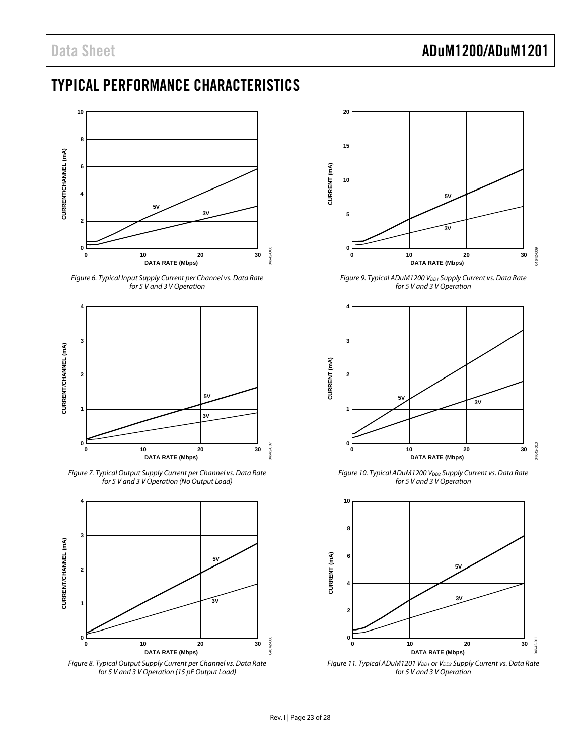## TYPICAL PERFORMANCE CHARACTERISTICS

Figure 6. Typical Input Supply Current per Channel vs. Data Rate for 5 V and 3 V Operation

Figure 7. Typical Output Supply Current per Channel vs. Data Rate for 5 V and 3 V Operation (No Output Load)

Figure 8. Typical Output Supply Current per Channel vs. Data Rate for 5 V and 3 V Operation (15 pF Output Load)

Figure 9. Typical ADuM1200 $V_{DD1}$ Supply Current vs. Data Rate for 5 V and 3 V Operation

Figure 10. Typical ADuM1200 $V_{DD2}$ Supply Current vs. Data Rate for 5 V and 3 V Operation

Figure 11. Typical ADuM1201 $V_{DD1}$ or $V_{DD2}$ Supply Current vs. Data Rate for 5 V and 3 V Operation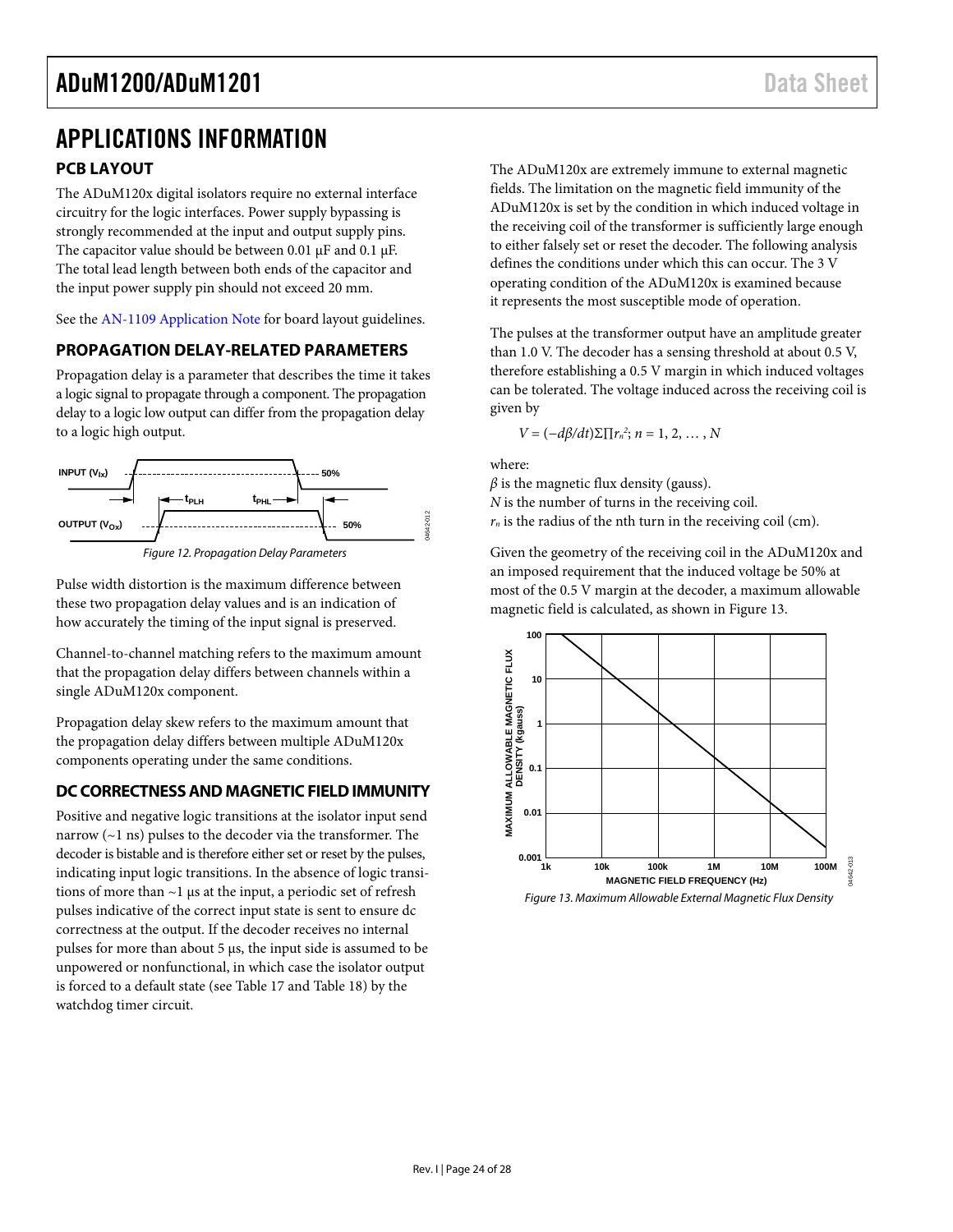# APPLICATIONS INFORMATION

## PCB LAYOUT

The ADuM120x digital isolators require no external interface circuitry for the logic interfaces. Power supply bypassing is strongly recommended at the input and output supply pins. The capacitor value should be between 0.01 µF and 0.1 µF. The total lead length between both ends of the capacitor and the input power supply pin should not exceed 20 mm.

See the AN-1109 Application Note for board layout guidelines.

## PROPAGATION DELAY-RELATED PARAMETERS

Propagation delay is a parameter that describes the time it takes a logic signal to propagate through a component. The propagation delay to a logic low output can differ from the propagation delay to a logic high output.

*Figure 12. Propagation Delay Parameters*

Pulse width distortion is the maximum difference between these two propagation delay values and is an indication of how accurately the timing of the input signal is preserved.

Channel-to-channel matching refers to the maximum amount that the propagation delay differs between channels within a single ADuM120x component.

Propagation delay skew refers to the maximum amount that the propagation delay differs between multiple ADuM120x components operating under the same conditions.

## DC CORRECTNESS AND MAGNETIC FIELD IMMUNITY

Positive and negative logic transitions at the isolator input send narrow (~1 ns) pulses to the decoder via the transformer. The decoder is bistable and is therefore either set or reset by the pulses, indicating input logic transitions. In the absence of logic transitions of more than ~1 µs at the input, a periodic set of refresh pulses indicative of the correct input state is sent to ensure dc correctness at the output. If the decoder receives no internal pulses for more than about 5 µs, the input side is assumed to be unpowered or nonfunctional, in which case the isolator output is forced to a default state (see Table 17 and Table 18) by the watchdog timer circuit.

The ADuM120x are extremely immune to external magnetic fields. The limitation on the magnetic field immunity of the ADuM120x is set by the condition in which induced voltage in the receiving coil of the transformer is sufficiently large enough to either falsely set or reset the decoder. The following analysis defines the conditions under which this can occur. The 3 V operating condition of the ADuM120x is examined because it represents the most susceptible mode of operation.

The pulses at the transformer output have an amplitude greater than 1.0 V. The decoder has a sensing threshold at about 0.5 V, therefore establishing a 0.5 V margin in which induced voltages can be tolerated. The voltage induced across the receiving coil is given by

$$V = (-d\beta/dt)\sum \prod r_n^2;\ n = 1, 2, \ldots, N$$

where:
$\beta$ is the magnetic flux density (gauss).
$N$ is the number of turns in the receiving coil.
$r_n$ is the radius of the nth turn in the receiving coil (cm).

Given the geometry of the receiving coil in the ADuM120x and an imposed requirement that the induced voltage be 50% at most of the 0.5 V margin at the decoder, a maximum allowable magnetic field is calculated, as shown in Figure 13.

*Figure 13. Maximum Allowable External Magnetic Flux Density*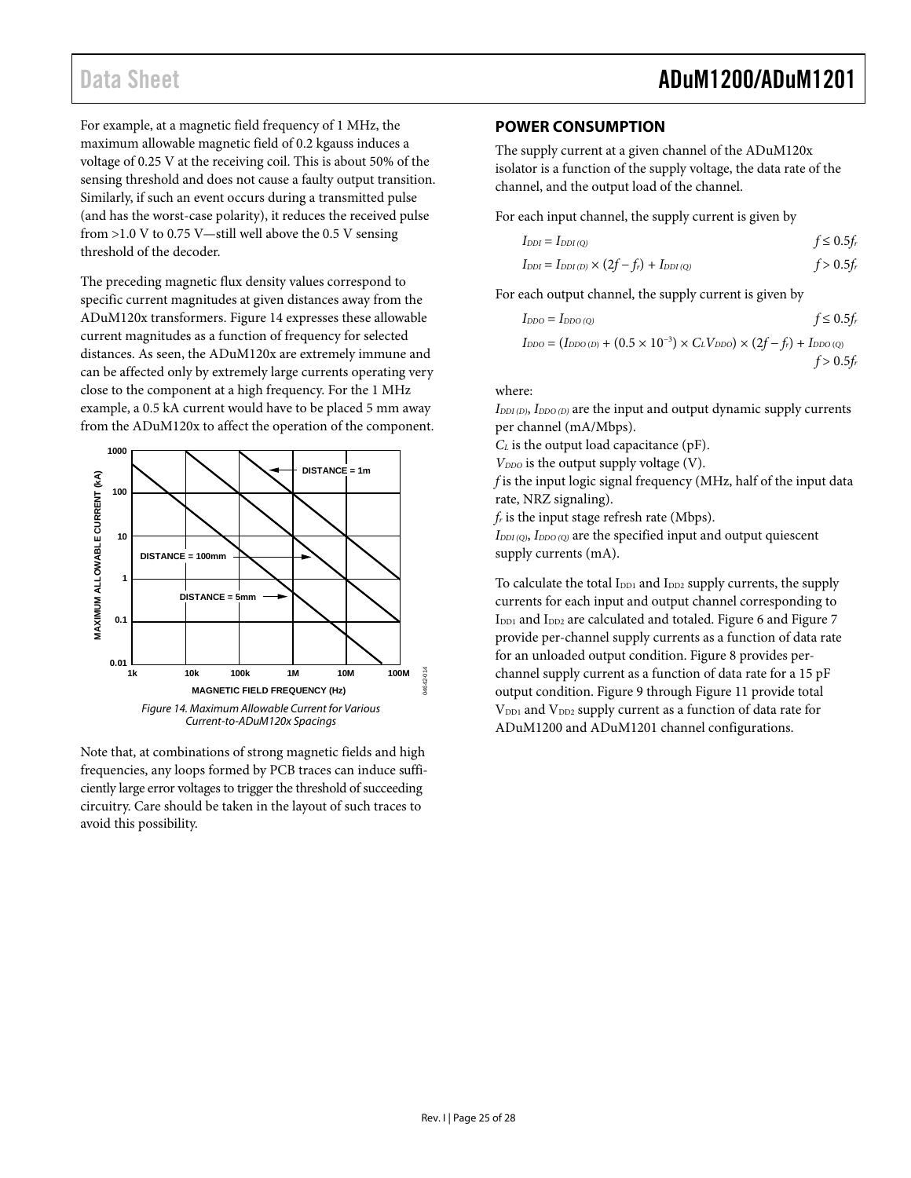For example, at a magnetic field frequency of 1 MHz, the maximum allowable magnetic field of 0.2 kgauss induces a voltage of 0.25 V at the receiving coil. This is about 50% of the sensing threshold and does not cause a faulty output transition. Similarly, if such an event occurs during a transmitted pulse (and has the worst-case polarity), it reduces the received pulse from >1.0 V to 0.75 V—still well above the 0.5 V sensing threshold of the decoder.

The preceding magnetic flux density values correspond to specific current magnitudes at given distances away from the ADuM120x transformers. Figure 14 expresses these allowable current magnitudes as a function of frequency for selected distances. As seen, the ADuM120x are extremely immune and can be affected only by extremely large currents operating very close to the component at a high frequency. For the 1 MHz example, a 0.5 kA current would have to be placed 5 mm away from the ADuM120x to affect the operation of the component.

Figure 14. Maximum Allowable Current for Various Current-to-ADuM120x Spacings

Note that, at combinations of strong magnetic fields and high frequencies, any loops formed by PCB traces can induce sufficiently large error voltages to trigger the threshold of succeeding circuitry. Care should be taken in the layout of such traces to avoid this possibility.

## POWER CONSUMPTION

The supply current at a given channel of the ADuM120x isolator is a function of the supply voltage, the data rate of the channel, and the output load of the channel.

For each input channel, the supply current is given by

$$I_{DDI} = I_{DDI\,(Q)} \qquad f \leq 0.5f_r$$

$$I_{DDI} = I_{DDI\,(D)} \times (2f - f_r) + I_{DDI\,(Q)} \qquad f > 0.5f_r$$

For each output channel, the supply current is given by

$$I_{DDO} = I_{DDO\,(Q)} \qquad f \leq 0.5f_r$$

$$I_{DDO} = (I_{DDO\,(D)} + (0.5 \times 10^{-3}) \times C_L V_{DDO}) \times (2f - f_r) + I_{DDO\,(Q)} \qquad f > 0.5f_r$$

where:

$I_{DDI\,(D)}$, $I_{DDO\,(D)}$ are the input and output dynamic supply currents per channel (mA/Mbps).

$C_L$ is the output load capacitance (pF).

$V_{DDO}$ is the output supply voltage (V).

$f$ is the input logic signal frequency (MHz, half of the input data rate, NRZ signaling).

$f_r$ is the input stage refresh rate (Mbps).

$I_{DDI\,(Q)}$, $I_{DDO\,(Q)}$ are the specified input and output quiescent supply currents (mA).

To calculate the total $I_{DD1}$ and $I_{DD2}$ supply currents, the supply currents for each input and output channel corresponding to $I_{DD1}$ and $I_{DD2}$ are calculated and totaled. Figure 6 and Figure 7 provide per-channel supply currents as a function of data rate for an unloaded output condition. Figure 8 provides per-channel supply current as a function of data rate for a 15 pF output condition. Figure 9 through Figure 11 provide total $V_{DD1}$ and $V_{DD2}$ supply current as a function of data rate for ADuM1200 and ADuM1201 channel configurations.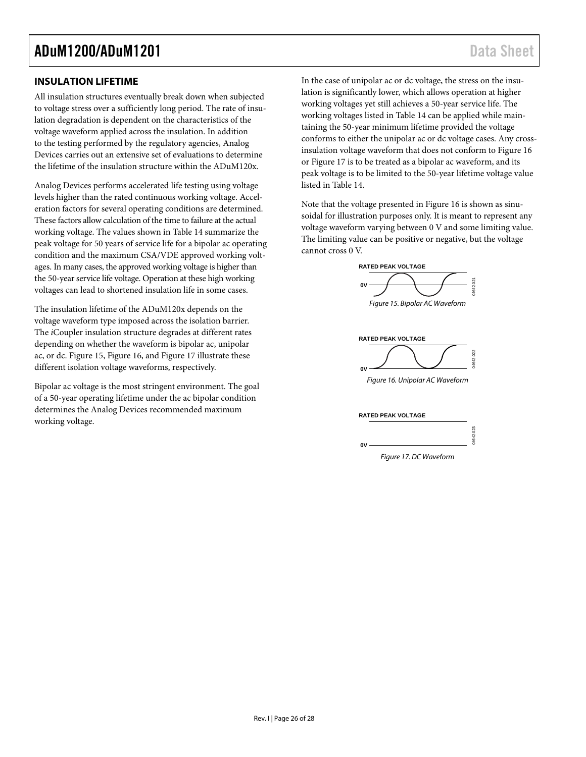## INSULATION LIFETIME

All insulation structures eventually break down when subjected to voltage stress over a sufficiently long period. The rate of insulation degradation is dependent on the characteristics of the voltage waveform applied across the insulation. In addition to the testing performed by the regulatory agencies, Analog Devices carries out an extensive set of evaluations to determine the lifetime of the insulation structure within the ADuM120x.

Analog Devices performs accelerated life testing using voltage levels higher than the rated continuous working voltage. Acceleration factors for several operating conditions are determined. These factors allow calculation of the time to failure at the actual working voltage. The values shown in Table 14 summarize the peak voltage for 50 years of service life for a bipolar ac operating condition and the maximum CSA/VDE approved working voltages. In many cases, the approved working voltage is higher than the 50-year service life voltage. Operation at these high working voltages can lead to shortened insulation life in some cases.

The insulation lifetime of the ADuM120x depends on the voltage waveform type imposed across the isolation barrier. The *i*Coupler insulation structure degrades at different rates depending on whether the waveform is bipolar ac, unipolar ac, or dc. Figure 15, Figure 16, and Figure 17 illustrate these different isolation voltage waveforms, respectively.

Bipolar ac voltage is the most stringent environment. The goal of a 50-year operating lifetime under the ac bipolar condition determines the Analog Devices recommended maximum working voltage.

In the case of unipolar ac or dc voltage, the stress on the insulation is significantly lower, which allows operation at higher working voltages yet still achieves a 50-year service life. The working voltages listed in Table 14 can be applied while maintaining the 50-year minimum lifetime provided the voltage conforms to either the unipolar ac or dc voltage cases. Any cross-insulation voltage waveform that does not conform to Figure 16 or Figure 17 is to be treated as a bipolar ac waveform, and its peak voltage is to be limited to the 50-year lifetime voltage value listed in Table 14.

Note that the voltage presented in Figure 16 is shown as sinusoidal for illustration purposes only. It is meant to represent any voltage waveform varying between 0 V and some limiting value. The limiting value can be positive or negative, but the voltage cannot cross 0 V.

*Figure 15. Bipolar AC Waveform*

*Figure 16. Unipolar AC Waveform*

*Figure 17. DC Waveform*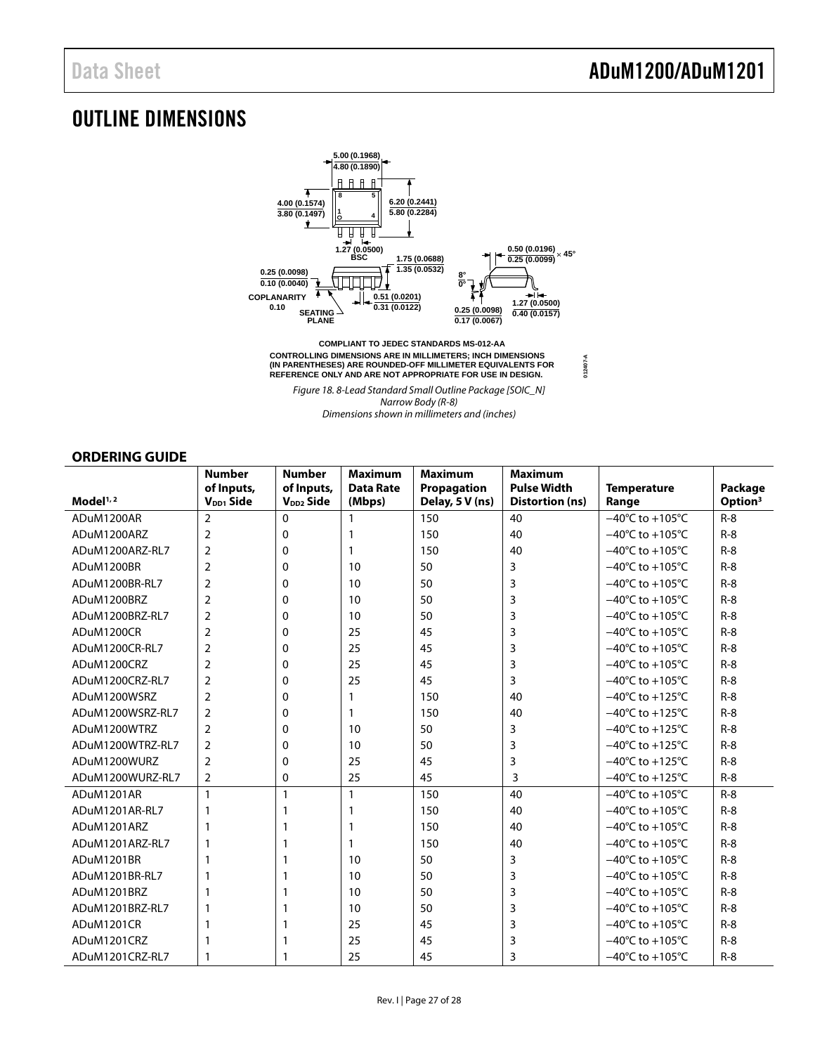# OUTLINE DIMENSIONS

COMPLIANT TO JEDEC STANDARDS MS-012-AA

CONTROLLING DIMENSIONS ARE IN MILLIMETERS; INCH DIMENSIONS (IN PARENTHESES) ARE ROUNDED-OFF MILLIMETER EQUIVALENTS FOR REFERENCE ONLY AND ARE NOT APPROPRIATE FOR USE IN DESIGN.

*Figure 18. 8-Lead Standard Small Outline Package [SOIC_N] Narrow Body (R-8) Dimensions shown in millimeters and (inches)*

## ORDERING GUIDE

| Model[1, 2] | Number of Inputs, $V_{DD1}$ Side | Number of Inputs, $V_{DD2}$ Side | Maximum Data Rate (Mbps) | Maximum Propagation Delay, 5 V (ns) | Maximum Pulse Width Distortion (ns) | Temperature Range | Package Option[3] |
|---|---|---|---|---|---|---|---|
| ADuM1200AR | 2 | 0 | 1 | 150 | 40 | −40°C to +105°C | R-8 |
| ADuM1200ARZ | 2 | 0 | 1 | 150 | 40 | −40°C to +105°C | R-8 |
| ADuM1200ARZ-RL7 | 2 | 0 | 1 | 150 | 40 | −40°C to +105°C | R-8 |
| ADuM1200BR | 2 | 0 | 10 | 50 | 3 | −40°C to +105°C | R-8 |
| ADuM1200BR-RL7 | 2 | 0 | 10 | 50 | 3 | −40°C to +105°C | R-8 |
| ADuM1200BRZ | 2 | 0 | 10 | 50 | 3 | −40°C to +105°C | R-8 |
| ADuM1200BRZ-RL7 | 2 | 0 | 10 | 50 | 3 | −40°C to +105°C | R-8 |
| ADuM1200CR | 2 | 0 | 25 | 45 | 3 | −40°C to +105°C | R-8 |
| ADuM1200CR-RL7 | 2 | 0 | 25 | 45 | 3 | −40°C to +105°C | R-8 |
| ADuM1200CRZ | 2 | 0 | 25 | 45 | 3 | −40°C to +105°C | R-8 |
| ADuM1200CRZ-RL7 | 2 | 0 | 25 | 45 | 3 | −40°C to +105°C | R-8 |
| ADuM1200WSRZ | 2 | 0 | 1 | 150 | 40 | −40°C to +125°C | R-8 |
| ADuM1200WSRZ-RL7 | 2 | 0 | 1 | 150 | 40 | −40°C to +125°C | R-8 |
| ADuM1200WTRZ | 2 | 0 | 10 | 50 | 3 | −40°C to +125°C | R-8 |
| ADuM1200WTRZ-RL7 | 2 | 0 | 10 | 50 | 3 | −40°C to +125°C | R-8 |
| ADuM1200WURZ | 2 | 0 | 25 | 45 | 3 | −40°C to +125°C | R-8 |
| ADuM1200WURZ-RL7 | 2 | 0 | 25 | 45 | 3 | −40°C to +125°C | R-8 |
| ADuM1201AR | 1 | 1 | 1 | 150 | 40 | −40°C to +105°C | R-8 |
| ADuM1201AR-RL7 | 1 | 1 | 1 | 150 | 40 | −40°C to +105°C | R-8 |
| ADuM1201ARZ | 1 | 1 | 1 | 150 | 40 | −40°C to +105°C | R-8 |
| ADuM1201ARZ-RL7 | 1 | 1 | 1 | 150 | 40 | −40°C to +105°C | R-8 |
| ADuM1201BR | 1 | 1 | 10 | 50 | 3 | −40°C to +105°C | R-8 |
| ADuM1201BR-RL7 | 1 | 1 | 10 | 50 | 3 | −40°C to +105°C | R-8 |
| ADuM1201BRZ | 1 | 1 | 10 | 50 | 3 | −40°C to +105°C | R-8 |
| ADuM1201BRZ-RL7 | 1 | 1 | 10 | 50 | 3 | −40°C to +105°C | R-8 |
| ADuM1201CR | 1 | 1 | 25 | 45 | 3 | −40°C to +105°C | R-8 |
| ADuM1201CRZ | 1 | 1 | 25 | 45 | 3 | −40°C to +105°C | R-8 |
| ADuM1201CRZ-RL7 | 1 | 1 | 25 | 45 | 3 | −40°C to +105°C | R-8 |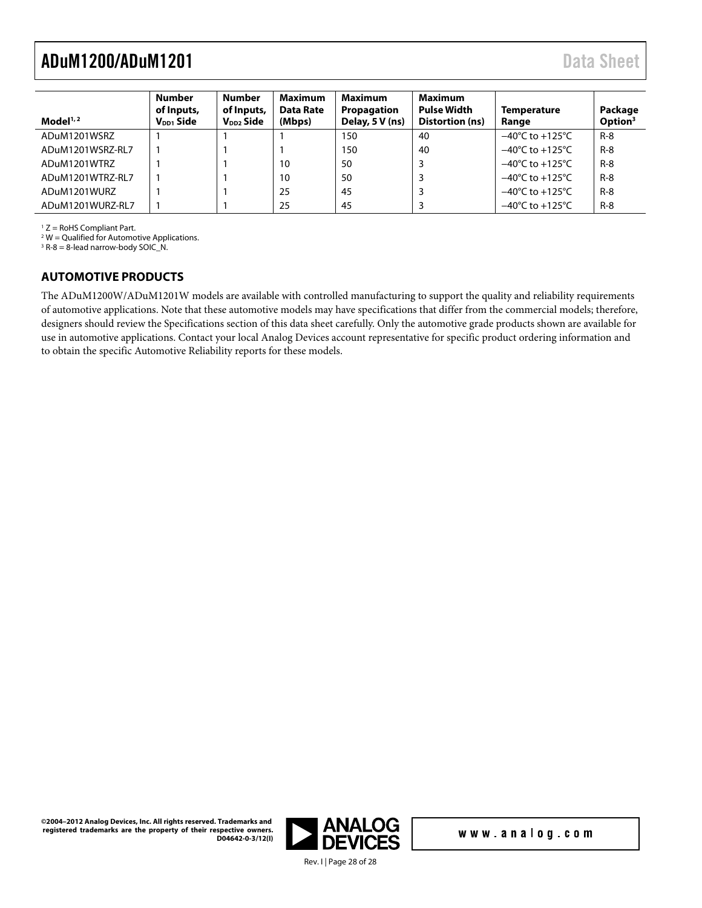| Model[1, 2] | Number of Inputs, $V_{DD1}$ Side | Number of Inputs, $V_{DD2}$ Side | Maximum Data Rate (Mbps) | Maximum Propagation Delay, 5 V (ns) | Maximum Pulse Width Distortion (ns) | Temperature Range | Package Option[3] |
|---|---|---|---|---|---|---|---|
| ADuM1201WSRZ | 1 | 1 | 1 | 150 | 40 | −40°C to +125°C | R-8 |
| ADuM1201WSRZ-RL7 | 1 | 1 | 1 | 150 | 40 | −40°C to +125°C | R-8 |
| ADuM1201WTRZ | 1 | 1 | 10 | 50 | 3 | −40°C to +125°C | R-8 |
| ADuM1201WTRZ-RL7 | 1 | 1 | 10 | 50 | 3 | −40°C to +125°C | R-8 |
| ADuM1201WURZ | 1 | 1 | 25 | 45 | 3 | −40°C to +125°C | R-8 |
| ADuM1201WURZ-RL7 | 1 | 1 | 25 | 45 | 3 | −40°C to +125°C | R-8 |

[1] Z = RoHS Compliant Part.
[2] W = Qualified for Automotive Applications.
[3] R-8 = 8-lead narrow-body SOIC_N.

## AUTOMOTIVE PRODUCTS

The ADuM1200W/ADuM1201W models are available with controlled manufacturing to support the quality and reliability requirements of automotive applications. Note that these automotive models may have specifications that differ from the commercial models; therefore, designers should review the Specifications section of this data sheet carefully. Only the automotive grade products shown are available for use in automotive applications. Contact your local Analog Devices account representative for specific product ordering information and to obtain the specific Automotive Reliability reports for these models.

©2004–2012 Analog Devices, Inc. All rights reserved. Trademarks and registered trademarks are the property of their respective owners. D04642-0-3/12(I)